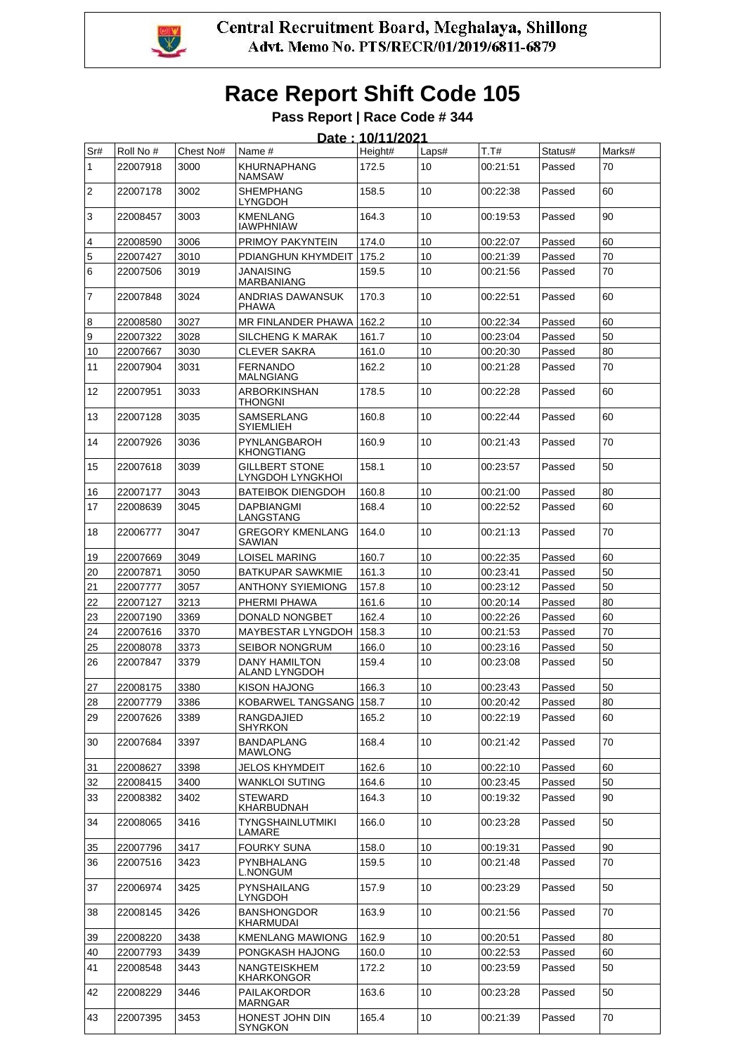Central Recruitment Board, Meghalaya, Shillong
Advt. Memo No. PTS/RECR/01/2019/6811-6879

# Race Report Shift Code 105

**Pass Report | Race Code # 344**

**Date : 10/11/2021**

| Sr# | Roll No # | Chest No# | Name # | Height# | Laps# | T.T# | Status# | Marks# |
|---|---|---|---|---|---|---|---|---|
| 1 | 22007918 | 3000 | KHURNAPHANG NAMSAW | 172.5 | 10 | 00:21:51 | Passed | 70 |
| 2 | 22007178 | 3002 | SHEMPHANG LYNGDOH | 158.5 | 10 | 00:22:38 | Passed | 60 |
| 3 | 22008457 | 3003 | KMENLANG IAWPHNIAW | 164.3 | 10 | 00:19:53 | Passed | 90 |
| 4 | 22008590 | 3006 | PRIMOY PAKYNTEIN | 174.0 | 10 | 00:22:07 | Passed | 60 |
| 5 | 22007427 | 3010 | PDIANGHUN KHYMDEIT | 175.2 | 10 | 00:21:39 | Passed | 70 |
| 6 | 22007506 | 3019 | JANAISING MARBANIANG | 159.5 | 10 | 00:21:56 | Passed | 70 |
| 7 | 22007848 | 3024 | ANDRIAS DAWANSUK PHAWA | 170.3 | 10 | 00:22:51 | Passed | 60 |
| 8 | 22008580 | 3027 | MR FINLANDER PHAWA | 162.2 | 10 | 00:22:34 | Passed | 60 |
| 9 | 22007322 | 3028 | SILCHENG K MARAK | 161.7 | 10 | 00:23:04 | Passed | 50 |
| 10 | 22007667 | 3030 | CLEVER SAKRA | 161.0 | 10 | 00:20:30 | Passed | 80 |
| 11 | 22007904 | 3031 | FERNANDO MALNGIANG | 162.2 | 10 | 00:21:28 | Passed | 70 |
| 12 | 22007951 | 3033 | ARBORKINSHAN THONGNI | 178.5 | 10 | 00:22:28 | Passed | 60 |
| 13 | 22007128 | 3035 | SAMSERLANG SYIEMLIEH | 160.8 | 10 | 00:22:44 | Passed | 60 |
| 14 | 22007926 | 3036 | PYNLANGBAROH KHONGTIANG | 160.9 | 10 | 00:21:43 | Passed | 70 |
| 15 | 22007618 | 3039 | GILLBERT STONE LYNGDOH LYNGKHOI | 158.1 | 10 | 00:23:57 | Passed | 50 |
| 16 | 22007177 | 3043 | BATEIBOK DIENGDOH | 160.8 | 10 | 00:21:00 | Passed | 80 |
| 17 | 22008639 | 3045 | DAPBIANGMI LANGSTANG | 168.4 | 10 | 00:22:52 | Passed | 60 |
| 18 | 22006777 | 3047 | GREGORY KMENLANG SAWIAN | 164.0 | 10 | 00:21:13 | Passed | 70 |
| 19 | 22007669 | 3049 | LOISEL MARING | 160.7 | 10 | 00:22:35 | Passed | 60 |
| 20 | 22007871 | 3050 | BATKUPAR SAWKMIE | 161.3 | 10 | 00:23:41 | Passed | 50 |
| 21 | 22007777 | 3057 | ANTHONY SYIEMIONG | 157.8 | 10 | 00:23:12 | Passed | 50 |
| 22 | 22007127 | 3213 | PHERMI PHAWA | 161.6 | 10 | 00:20:14 | Passed | 80 |
| 23 | 22007190 | 3369 | DONALD NONGBET | 162.4 | 10 | 00:22:26 | Passed | 60 |
| 24 | 22007616 | 3370 | MAYBESTAR LYNGDOH | 158.3 | 10 | 00:21:53 | Passed | 70 |
| 25 | 22008078 | 3373 | SEIBOR NONGRUM | 166.0 | 10 | 00:23:16 | Passed | 50 |
| 26 | 22007847 | 3379 | DANY HAMILTON ALAND LYNGDOH | 159.4 | 10 | 00:23:08 | Passed | 50 |
| 27 | 22008175 | 3380 | KISON HAJONG | 166.3 | 10 | 00:23:43 | Passed | 50 |
| 28 | 22007779 | 3386 | KOBARWEL TANGSANG | 158.7 | 10 | 00:20:42 | Passed | 80 |
| 29 | 22007626 | 3389 | RANGDAJIED SHYRKON | 165.2 | 10 | 00:22:19 | Passed | 60 |
| 30 | 22007684 | 3397 | BANDAPLANG MAWLONG | 168.4 | 10 | 00:21:42 | Passed | 70 |
| 31 | 22008627 | 3398 | JELOS KHYMDEIT | 162.6 | 10 | 00:22:10 | Passed | 60 |
| 32 | 22008415 | 3400 | WANKLOI SUTING | 164.6 | 10 | 00:23:45 | Passed | 50 |
| 33 | 22008382 | 3402 | STEWARD KHARBUDNAH | 164.3 | 10 | 00:19:32 | Passed | 90 |
| 34 | 22008065 | 3416 | TYNGSHAINLUTMIKI LAMARE | 166.0 | 10 | 00:23:28 | Passed | 50 |
| 35 | 22007796 | 3417 | FOURKY SUNA | 158.0 | 10 | 00:19:31 | Passed | 90 |
| 36 | 22007516 | 3423 | PYNBHALANG L.NONGUM | 159.5 | 10 | 00:21:48 | Passed | 70 |
| 37 | 22006974 | 3425 | PYNSHAILANG LYNGDOH | 157.9 | 10 | 00:23:29 | Passed | 50 |
| 38 | 22008145 | 3426 | BANSHONGDOR KHARMUDAI | 163.9 | 10 | 00:21:56 | Passed | 70 |
| 39 | 22008220 | 3438 | KMENLANG MAWIONG | 162.9 | 10 | 00:20:51 | Passed | 80 |
| 40 | 22007793 | 3439 | PONGKASH HAJONG | 160.0 | 10 | 00:22:53 | Passed | 60 |
| 41 | 22008548 | 3443 | NANGTEISKHEM KHARKONGOR | 172.2 | 10 | 00:23:59 | Passed | 50 |
| 42 | 22008229 | 3446 | PAILAKORDOR MARNGAR | 163.6 | 10 | 00:23:28 | Passed | 50 |
| 43 | 22007395 | 3453 | HONEST JOHN DIN SYNGKON | 165.4 | 10 | 00:21:39 | Passed | 70 |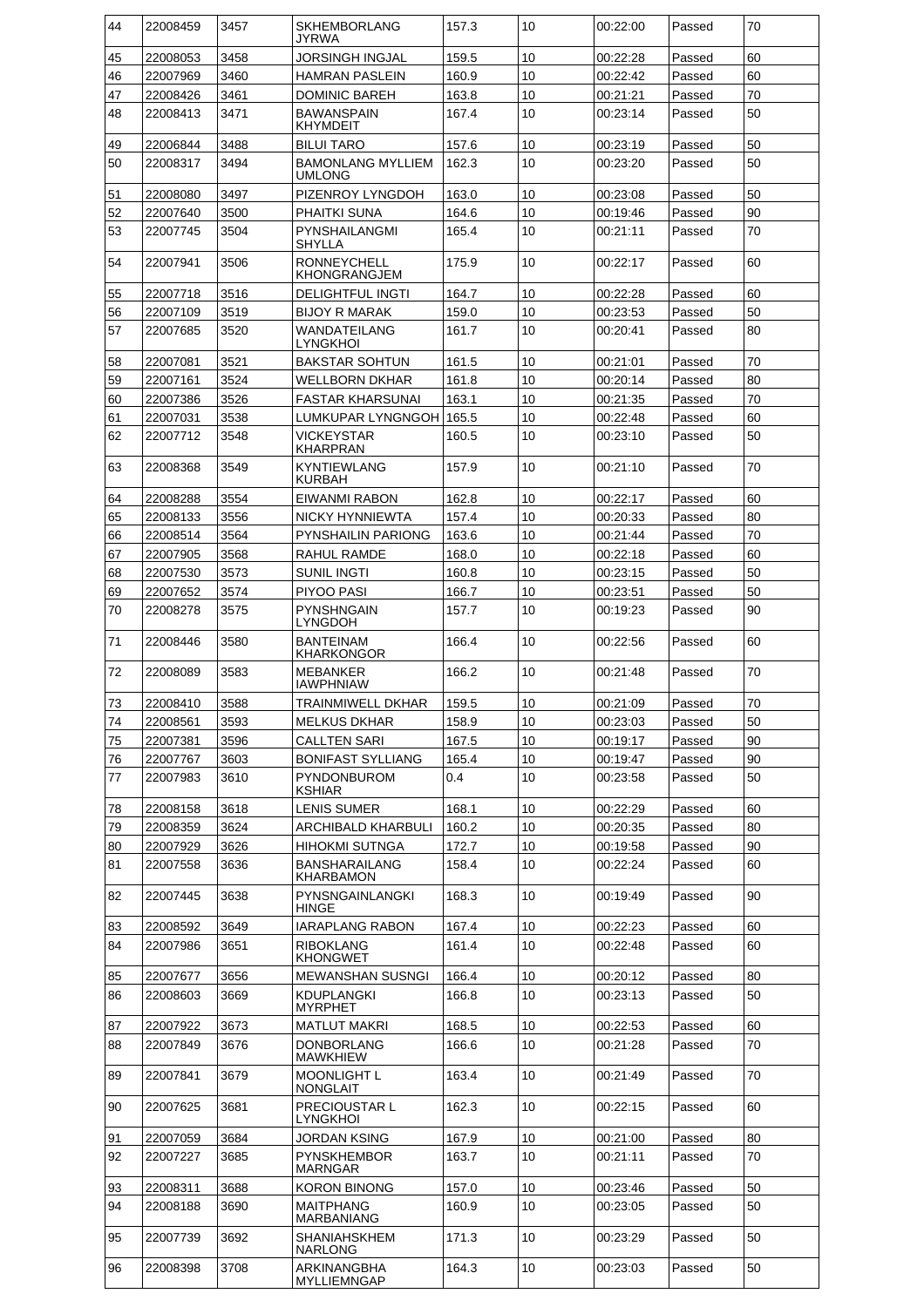| 44 | 22008459 | 3457 | SKHEMBORLANG JYRWA | 157.3 | 10 | 00:22:00 | Passed | 70 |
|---|---|---|---|---|---|---|---|---|
| 45 | 22008053 | 3458 | JORSINGH INGJAL | 159.5 | 10 | 00:22:28 | Passed | 60 |
| 46 | 22007969 | 3460 | HAMRAN PASLEIN | 160.9 | 10 | 00:22:42 | Passed | 60 |
| 47 | 22008426 | 3461 | DOMINIC BAREH | 163.8 | 10 | 00:21:21 | Passed | 70 |
| 48 | 22008413 | 3471 | BAWANSPAIN KHYMDEIT | 167.4 | 10 | 00:23:14 | Passed | 50 |
| 49 | 22006844 | 3488 | BILUI TARO | 157.6 | 10 | 00:23:19 | Passed | 50 |
| 50 | 22008317 | 3494 | BAMONLANG MYLLIEM UMLONG | 162.3 | 10 | 00:23:20 | Passed | 50 |
| 51 | 22008080 | 3497 | PIZENROY LYNGDOH | 163.0 | 10 | 00:23:08 | Passed | 50 |
| 52 | 22007640 | 3500 | PHAITKI SUNA | 164.6 | 10 | 00:19:46 | Passed | 90 |
| 53 | 22007745 | 3504 | PYNSHAILANGMI SHYLLA | 165.4 | 10 | 00:21:11 | Passed | 70 |
| 54 | 22007941 | 3506 | RONNEYCHELL KHONGRANGJEM | 175.9 | 10 | 00:22:17 | Passed | 60 |
| 55 | 22007718 | 3516 | DELIGHTFUL INGTI | 164.7 | 10 | 00:22:28 | Passed | 60 |
| 56 | 22007109 | 3519 | BIJOY R MARAK | 159.0 | 10 | 00:23:53 | Passed | 50 |
| 57 | 22007685 | 3520 | WANDATEILANG LYNGKHOI | 161.7 | 10 | 00:20:41 | Passed | 80 |
| 58 | 22007081 | 3521 | BAKSTAR SOHTUN | 161.5 | 10 | 00:21:01 | Passed | 70 |
| 59 | 22007161 | 3524 | WELLBORN DKHAR | 161.8 | 10 | 00:20:14 | Passed | 80 |
| 60 | 22007386 | 3526 | FASTAR KHARSUNAI | 163.1 | 10 | 00:21:35 | Passed | 70 |
| 61 | 22007031 | 3538 | LUMKUPAR LYNGNGOH | 165.5 | 10 | 00:22:48 | Passed | 60 |
| 62 | 22007712 | 3548 | VICKEYSTAR KHARPRAN | 160.5 | 10 | 00:23:10 | Passed | 50 |
| 63 | 22008368 | 3549 | KYNTIEWLANG KURBAH | 157.9 | 10 | 00:21:10 | Passed | 70 |
| 64 | 22008288 | 3554 | EIWANMI RABON | 162.8 | 10 | 00:22:17 | Passed | 60 |
| 65 | 22008133 | 3556 | NICKY HYNNIEWTA | 157.4 | 10 | 00:20:33 | Passed | 80 |
| 66 | 22008514 | 3564 | PYNSHAILIN PARIONG | 163.6 | 10 | 00:21:44 | Passed | 70 |
| 67 | 22007905 | 3568 | RAHUL RAMDE | 168.0 | 10 | 00:22:18 | Passed | 60 |
| 68 | 22007530 | 3573 | SUNIL INGTI | 160.8 | 10 | 00:23:15 | Passed | 50 |
| 69 | 22007652 | 3574 | PIYOO PASI | 166.7 | 10 | 00:23:51 | Passed | 50 |
| 70 | 22008278 | 3575 | PYNSHNGAIN LYNGDOH | 157.7 | 10 | 00:19:23 | Passed | 90 |
| 71 | 22008446 | 3580 | BANTEINAM KHARKONGOR | 166.4 | 10 | 00:22:56 | Passed | 60 |
| 72 | 22008089 | 3583 | MEBANKER IAWPHNIAW | 166.2 | 10 | 00:21:48 | Passed | 70 |
| 73 | 22008410 | 3588 | TRAINMIWELL DKHAR | 159.5 | 10 | 00:21:09 | Passed | 70 |
| 74 | 22008561 | 3593 | MELKUS DKHAR | 158.9 | 10 | 00:23:03 | Passed | 50 |
| 75 | 22007381 | 3596 | CALLTEN SARI | 167.5 | 10 | 00:19:17 | Passed | 90 |
| 76 | 22007767 | 3603 | BONIFAST SYLLIANG | 165.4 | 10 | 00:19:47 | Passed | 90 |
| 77 | 22007983 | 3610 | PYNDONBUROM KSHIAR | 0.4 | 10 | 00:23:58 | Passed | 50 |
| 78 | 22008158 | 3618 | LENIS SUMER | 168.1 | 10 | 00:22:29 | Passed | 60 |
| 79 | 22008359 | 3624 | ARCHIBALD KHARBULI | 160.2 | 10 | 00:20:35 | Passed | 80 |
| 80 | 22007929 | 3626 | HIHOKMI SUTNGA | 172.7 | 10 | 00:19:58 | Passed | 90 |
| 81 | 22007558 | 3636 | BANSHARAILANG KHARBAMON | 158.4 | 10 | 00:22:24 | Passed | 60 |
| 82 | 22007445 | 3638 | PYNSNGAINLANGKI HINGE | 168.3 | 10 | 00:19:49 | Passed | 90 |
| 83 | 22008592 | 3649 | IARAPLANG RABON | 167.4 | 10 | 00:22:23 | Passed | 60 |
| 84 | 22007986 | 3651 | RIBOKLANG KHONGWET | 161.4 | 10 | 00:22:48 | Passed | 60 |
| 85 | 22007677 | 3656 | MEWANSHAN SUSNGI | 166.4 | 10 | 00:20:12 | Passed | 80 |
| 86 | 22008603 | 3669 | KDUPLANGKI MYRPHET | 166.8 | 10 | 00:23:13 | Passed | 50 |
| 87 | 22007922 | 3673 | MATLUT MAKRI | 168.5 | 10 | 00:22:53 | Passed | 60 |
| 88 | 22007849 | 3676 | DONBORLANG MAWKHIEW | 166.6 | 10 | 00:21:28 | Passed | 70 |
| 89 | 22007841 | 3679 | MOONLIGHT L NONGLAIT | 163.4 | 10 | 00:21:49 | Passed | 70 |
| 90 | 22007625 | 3681 | PRECIOUSTAR L LYNGKHOI | 162.3 | 10 | 00:22:15 | Passed | 60 |
| 91 | 22007059 | 3684 | JORDAN KSING | 167.9 | 10 | 00:21:00 | Passed | 80 |
| 92 | 22007227 | 3685 | PYNSKHEMBOR MARNGAR | 163.7 | 10 | 00:21:11 | Passed | 70 |
| 93 | 22008311 | 3688 | KORON BINONG | 157.0 | 10 | 00:23:46 | Passed | 50 |
| 94 | 22008188 | 3690 | MAITPHANG MARBANIANG | 160.9 | 10 | 00:23:05 | Passed | 50 |
| 95 | 22007739 | 3692 | SHANIAHSKHEM NARLONG | 171.3 | 10 | 00:23:29 | Passed | 50 |
| 96 | 22008398 | 3708 | ARKINANGBHA MYLLIEMNGAP | 164.3 | 10 | 00:23:03 | Passed | 50 |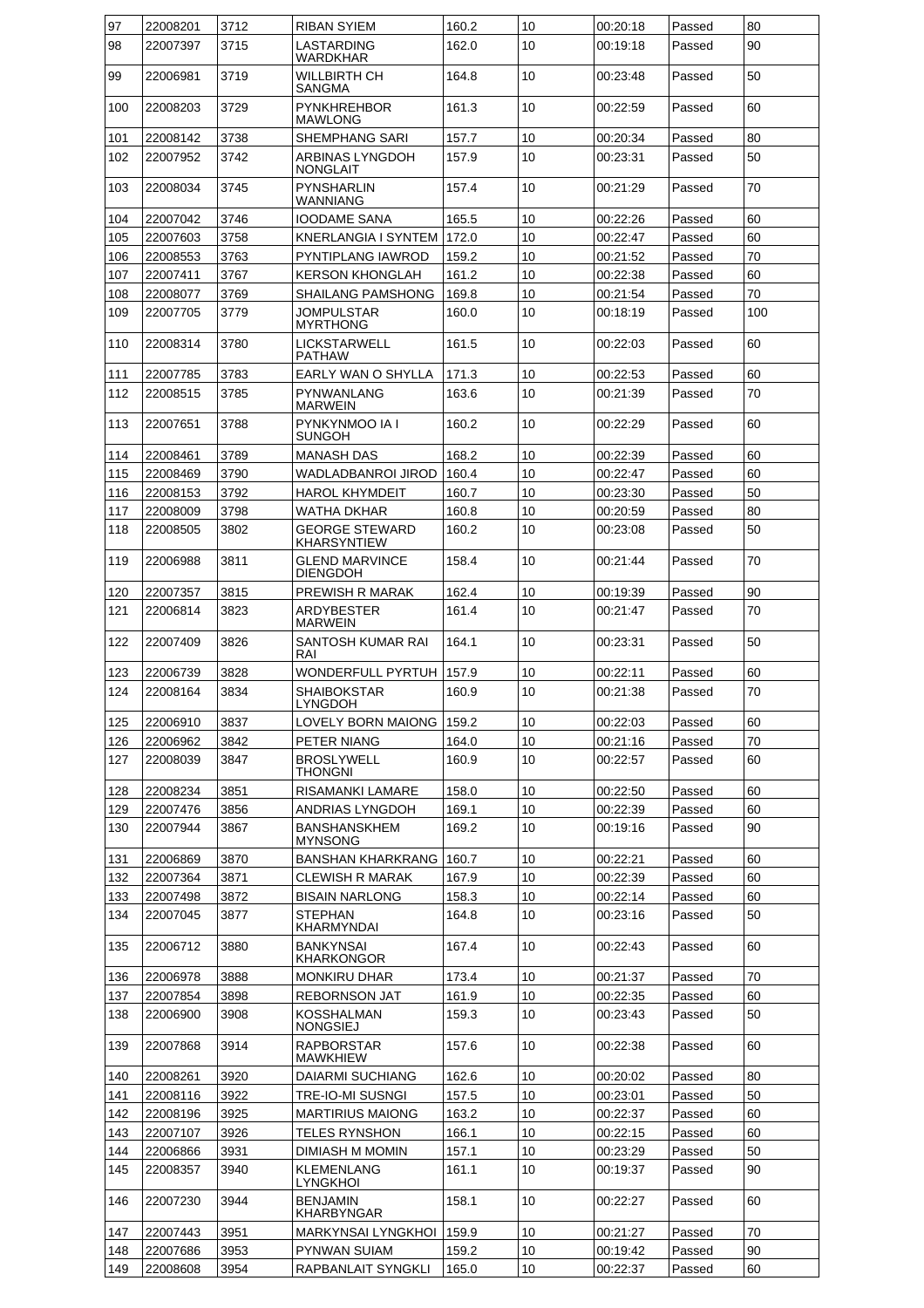| 97 | 22008201 | 3712 | RIBAN SYIEM | 160.2 | 10 | 00:20:18 | Passed | 80 |
|---|---|---|---|---|---|---|---|---|
| 98 | 22007397 | 3715 | LASTARDING WARDKHAR | 162.0 | 10 | 00:19:18 | Passed | 90 |
| 99 | 22006981 | 3719 | WILLBIRTH CH SANGMA | 164.8 | 10 | 00:23:48 | Passed | 50 |
| 100 | 22008203 | 3729 | PYNKHREHBOR MAWLONG | 161.3 | 10 | 00:22:59 | Passed | 60 |
| 101 | 22008142 | 3738 | SHEMPHANG SARI | 157.7 | 10 | 00:20:34 | Passed | 80 |
| 102 | 22007952 | 3742 | ARBINAS LYNGDOH NONGLAIT | 157.9 | 10 | 00:23:31 | Passed | 50 |
| 103 | 22008034 | 3745 | PYNSHARLIN WANNIANG | 157.4 | 10 | 00:21:29 | Passed | 70 |
| 104 | 22007042 | 3746 | IOODAME SANA | 165.5 | 10 | 00:22:26 | Passed | 60 |
| 105 | 22007603 | 3758 | KNERLANGIA I SYNTEM | 172.0 | 10 | 00:22:47 | Passed | 60 |
| 106 | 22008553 | 3763 | PYNTIPLANG IAWROD | 159.2 | 10 | 00:21:52 | Passed | 70 |
| 107 | 22007411 | 3767 | KERSON KHONGLAH | 161.2 | 10 | 00:22:38 | Passed | 60 |
| 108 | 22008077 | 3769 | SHAILANG PAMSHONG | 169.8 | 10 | 00:21:54 | Passed | 70 |
| 109 | 22007705 | 3779 | JOMPULSTAR MYRTHONG | 160.0 | 10 | 00:18:19 | Passed | 100 |
| 110 | 22008314 | 3780 | LICKSTARWELL PATHAW | 161.5 | 10 | 00:22:03 | Passed | 60 |
| 111 | 22007785 | 3783 | EARLY WAN O SHYLLA | 171.3 | 10 | 00:22:53 | Passed | 60 |
| 112 | 22008515 | 3785 | PYNWANLANG MARWEIN | 163.6 | 10 | 00:21:39 | Passed | 70 |
| 113 | 22007651 | 3788 | PYNKYNMOO IA I SUNGOH | 160.2 | 10 | 00:22:29 | Passed | 60 |
| 114 | 22008461 | 3789 | MANASH DAS | 168.2 | 10 | 00:22:39 | Passed | 60 |
| 115 | 22008469 | 3790 | WADLADBANROI JIROD | 160.4 | 10 | 00:22:47 | Passed | 60 |
| 116 | 22008153 | 3792 | HAROL KHYMDEIT | 160.7 | 10 | 00:23:30 | Passed | 50 |
| 117 | 22008009 | 3798 | WATHA DKHAR | 160.8 | 10 | 00:20:59 | Passed | 80 |
| 118 | 22008505 | 3802 | GEORGE STEWARD KHARSYNTIEW | 160.2 | 10 | 00:23:08 | Passed | 50 |
| 119 | 22006988 | 3811 | GLEND MARVINCE DIENGDOH | 158.4 | 10 | 00:21:44 | Passed | 70 |
| 120 | 22007357 | 3815 | PREWISH R MARAK | 162.4 | 10 | 00:19:39 | Passed | 90 |
| 121 | 22006814 | 3823 | ARDYBESTER MARWEIN | 161.4 | 10 | 00:21:47 | Passed | 70 |
| 122 | 22007409 | 3826 | SANTOSH KUMAR RAI RAI | 164.1 | 10 | 00:23:31 | Passed | 50 |
| 123 | 22006739 | 3828 | WONDERFULL PYRTUH | 157.9 | 10 | 00:22:11 | Passed | 60 |
| 124 | 22008164 | 3834 | SHAIBOKSTAR LYNGDOH | 160.9 | 10 | 00:21:38 | Passed | 70 |
| 125 | 22006910 | 3837 | LOVELY BORN MAIONG | 159.2 | 10 | 00:22:03 | Passed | 60 |
| 126 | 22006962 | 3842 | PETER NIANG | 164.0 | 10 | 00:21:16 | Passed | 70 |
| 127 | 22008039 | 3847 | BROSLYWELL THONGNI | 160.9 | 10 | 00:22:57 | Passed | 60 |
| 128 | 22008234 | 3851 | RISAMANKI LAMARE | 158.0 | 10 | 00:22:50 | Passed | 60 |
| 129 | 22007476 | 3856 | ANDRIAS LYNGDOH | 169.1 | 10 | 00:22:39 | Passed | 60 |
| 130 | 22007944 | 3867 | BANSHANSKHEM MYNSONG | 169.2 | 10 | 00:19:16 | Passed | 90 |
| 131 | 22006869 | 3870 | BANSHAN KHARKRANG | 160.7 | 10 | 00:22:21 | Passed | 60 |
| 132 | 22007364 | 3871 | CLEWISH R MARAK | 167.9 | 10 | 00:22:39 | Passed | 60 |
| 133 | 22007498 | 3872 | BISAIN NARLONG | 158.3 | 10 | 00:22:14 | Passed | 60 |
| 134 | 22007045 | 3877 | STEPHAN KHARMYNDAI | 164.8 | 10 | 00:23:16 | Passed | 50 |
| 135 | 22006712 | 3880 | BANKYNSAI KHARKONGOR | 167.4 | 10 | 00:22:43 | Passed | 60 |
| 136 | 22006978 | 3888 | MONKIRU DHAR | 173.4 | 10 | 00:21:37 | Passed | 70 |
| 137 | 22007854 | 3898 | REBORNSON JAT | 161.9 | 10 | 00:22:35 | Passed | 60 |
| 138 | 22006900 | 3908 | KOSSHALMAN NONGSIEJ | 159.3 | 10 | 00:23:43 | Passed | 50 |
| 139 | 22007868 | 3914 | RAPBORSTAR MAWKHIEW | 157.6 | 10 | 00:22:38 | Passed | 60 |
| 140 | 22008261 | 3920 | DAIARMI SUCHIANG | 162.6 | 10 | 00:20:02 | Passed | 80 |
| 141 | 22008116 | 3922 | TRE-IO-MI SUSNGI | 157.5 | 10 | 00:23:01 | Passed | 50 |
| 142 | 22008196 | 3925 | MARTIRIUS MAIONG | 163.2 | 10 | 00:22:37 | Passed | 60 |
| 143 | 22007107 | 3926 | TELES RYNSHON | 166.1 | 10 | 00:22:15 | Passed | 60 |
| 144 | 22006866 | 3931 | DIMIASH M MOMIN | 157.1 | 10 | 00:23:29 | Passed | 50 |
| 145 | 22008357 | 3940 | KLEMENLANG LYNGKHOI | 161.1 | 10 | 00:19:37 | Passed | 90 |
| 146 | 22007230 | 3944 | BENJAMIN KHARBYNGAR | 158.1 | 10 | 00:22:27 | Passed | 60 |
| 147 | 22007443 | 3951 | MARKYNSAI LYNGKHOI | 159.9 | 10 | 00:21:27 | Passed | 70 |
| 148 | 22007686 | 3953 | PYNWAN SUIAM | 159.2 | 10 | 00:19:42 | Passed | 90 |
| 149 | 22008608 | 3954 | RAPBANLAIT SYNGKLI | 165.0 | 10 | 00:22:37 | Passed | 60 |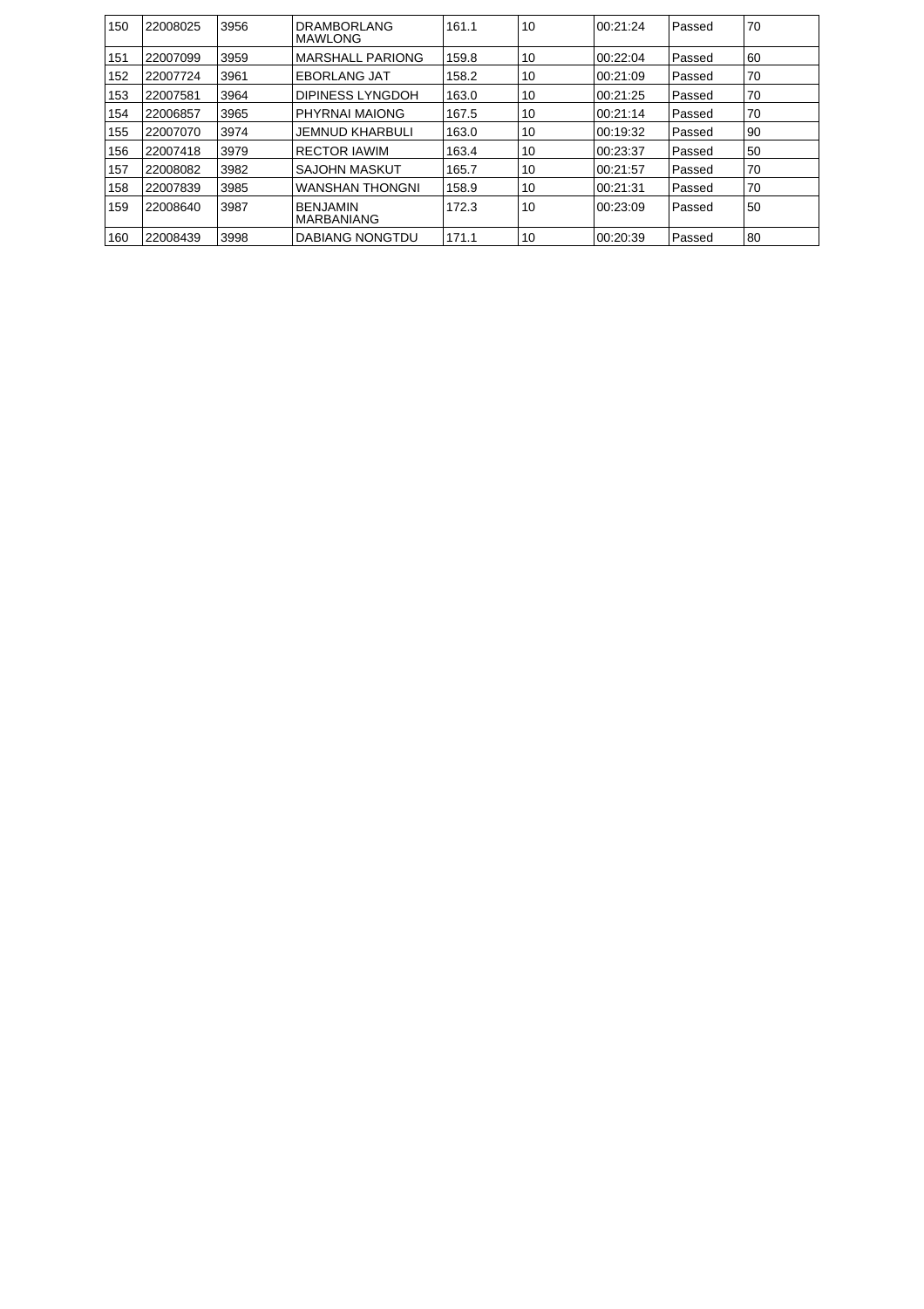| 150 | 22008025 | 3956 | DRAMBORLANG MAWLONG | 161.1 | 10 | 00:21:24 | Passed | 70 |
|---|---|---|---|---|---|---|---|---|
| 151 | 22007099 | 3959 | MARSHALL PARIONG | 159.8 | 10 | 00:22:04 | Passed | 60 |
| 152 | 22007724 | 3961 | EBORLANG JAT | 158.2 | 10 | 00:21:09 | Passed | 70 |
| 153 | 22007581 | 3964 | DIPINESS LYNGDOH | 163.0 | 10 | 00:21:25 | Passed | 70 |
| 154 | 22006857 | 3965 | PHYRNAI MAIONG | 167.5 | 10 | 00:21:14 | Passed | 70 |
| 155 | 22007070 | 3974 | JEMNUD KHARBULI | 163.0 | 10 | 00:19:32 | Passed | 90 |
| 156 | 22007418 | 3979 | RECTOR IAWIM | 163.4 | 10 | 00:23:37 | Passed | 50 |
| 157 | 22008082 | 3982 | SAJOHN MASKUT | 165.7 | 10 | 00:21:57 | Passed | 70 |
| 158 | 22007839 | 3985 | WANSHAN THONGNI | 158.9 | 10 | 00:21:31 | Passed | 70 |
| 159 | 22008640 | 3987 | BENJAMIN MARBANIANG | 172.3 | 10 | 00:23:09 | Passed | 50 |
| 160 | 22008439 | 3998 | DABIANG NONGTDU | 171.1 | 10 | 00:20:39 | Passed | 80 |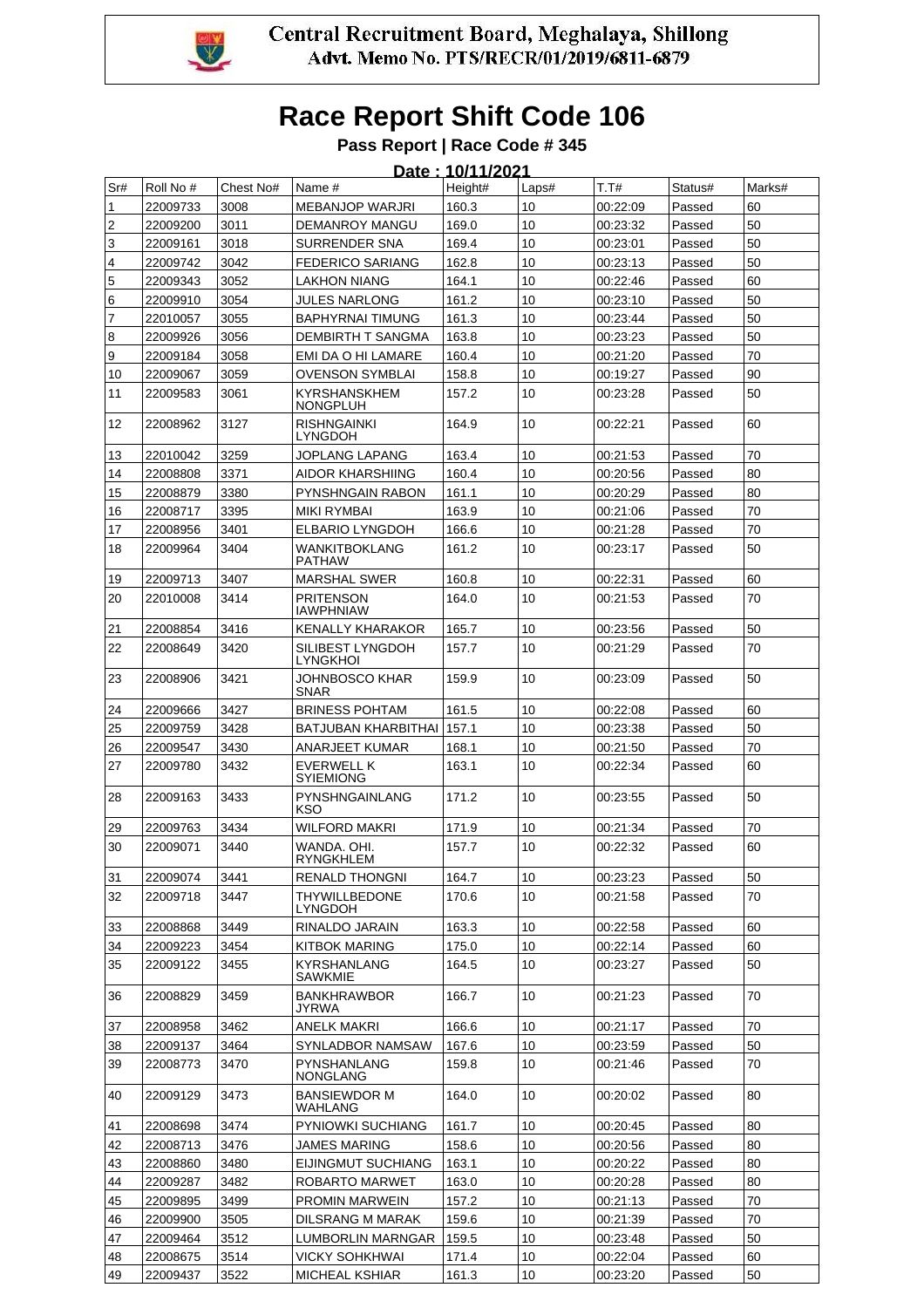Central Recruitment Board, Meghalaya, Shillong
Advt. Memo No. PTS/RECR/01/2019/6811-6879

# Race Report Shift Code 106

### Pass Report | Race Code # 345

**Date : 10/11/2021**

| Sr# | Roll No # | Chest No# | Name # | Height# | Laps# | T.T# | Status# | Marks# |
|---|---|---|---|---|---|---|---|---|
| 1 | 22009733 | 3008 | MEBANJOP WARJRI | 160.3 | 10 | 00:22:09 | Passed | 60 |
| 2 | 22009200 | 3011 | DEMANROY MANGU | 169.0 | 10 | 00:23:32 | Passed | 50 |
| 3 | 22009161 | 3018 | SURRENDER SNA | 169.4 | 10 | 00:23:01 | Passed | 50 |
| 4 | 22009742 | 3042 | FEDERICO SARIANG | 162.8 | 10 | 00:23:13 | Passed | 50 |
| 5 | 22009343 | 3052 | LAKHON NIANG | 164.1 | 10 | 00:22:46 | Passed | 60 |
| 6 | 22009910 | 3054 | JULES NARLONG | 161.2 | 10 | 00:23:10 | Passed | 50 |
| 7 | 22010057 | 3055 | BAPHYRNAI TIMUNG | 161.3 | 10 | 00:23:44 | Passed | 50 |
| 8 | 22009926 | 3056 | DEMBIRTH T SANGMA | 163.8 | 10 | 00:23:23 | Passed | 50 |
| 9 | 22009184 | 3058 | EMI DA O HI LAMARE | 160.4 | 10 | 00:21:20 | Passed | 70 |
| 10 | 22009067 | 3059 | OVENSON SYMBLAI | 158.8 | 10 | 00:19:27 | Passed | 90 |
| 11 | 22009583 | 3061 | KYRSHANSKHEM NONGPLUH | 157.2 | 10 | 00:23:28 | Passed | 50 |
| 12 | 22008962 | 3127 | RISHNGAINKI LYNGDOH | 164.9 | 10 | 00:22:21 | Passed | 60 |
| 13 | 22010042 | 3259 | JOPLANG LAPANG | 163.4 | 10 | 00:21:53 | Passed | 70 |
| 14 | 22008808 | 3371 | AIDOR KHARSHIING | 160.4 | 10 | 00:20:56 | Passed | 80 |
| 15 | 22008879 | 3380 | PYNSHNGAIN RABON | 161.1 | 10 | 00:20:29 | Passed | 80 |
| 16 | 22008717 | 3395 | MIKI RYMBAI | 163.9 | 10 | 00:21:06 | Passed | 70 |
| 17 | 22008956 | 3401 | ELBARIO LYNGDOH | 166.6 | 10 | 00:21:28 | Passed | 70 |
| 18 | 22009964 | 3404 | WANKITBOKLANG PATHAW | 161.2 | 10 | 00:23:17 | Passed | 50 |
| 19 | 22009713 | 3407 | MARSHAL SWER | 160.8 | 10 | 00:22:31 | Passed | 60 |
| 20 | 22010008 | 3414 | PRITENSON IAWPHNIAW | 164.0 | 10 | 00:21:53 | Passed | 70 |
| 21 | 22008854 | 3416 | KENALLY KHARAKOR | 165.7 | 10 | 00:23:56 | Passed | 50 |
| 22 | 22008649 | 3420 | SILIBEST LYNGDOH LYNGKHOI | 157.7 | 10 | 00:21:29 | Passed | 70 |
| 23 | 22008906 | 3421 | JOHNBOSCO KHAR SNAR | 159.9 | 10 | 00:23:09 | Passed | 50 |
| 24 | 22009666 | 3427 | BRINESS POHTAM | 161.5 | 10 | 00:22:08 | Passed | 60 |
| 25 | 22009759 | 3428 | BATJUBAN KHARBITHAI | 157.1 | 10 | 00:23:38 | Passed | 50 |
| 26 | 22009547 | 3430 | ANARJEET KUMAR | 168.1 | 10 | 00:21:50 | Passed | 70 |
| 27 | 22009780 | 3432 | EVERWELL K SYIEMIONG | 163.1 | 10 | 00:22:34 | Passed | 60 |
| 28 | 22009163 | 3433 | PYNSHNGAINLANG KSO | 171.2 | 10 | 00:23:55 | Passed | 50 |
| 29 | 22009763 | 3434 | WILFORD MAKRI | 171.9 | 10 | 00:21:34 | Passed | 70 |
| 30 | 22009071 | 3440 | WANDA. OHI. RYNGKHLEM | 157.7 | 10 | 00:22:32 | Passed | 60 |
| 31 | 22009074 | 3441 | RENALD THONGNI | 164.7 | 10 | 00:23:23 | Passed | 50 |
| 32 | 22009718 | 3447 | THYWILLBEDONE LYNGDOH | 170.6 | 10 | 00:21:58 | Passed | 70 |
| 33 | 22008868 | 3449 | RINALDO JARAIN | 163.3 | 10 | 00:22:58 | Passed | 60 |
| 34 | 22009223 | 3454 | KITBOK MARING | 175.0 | 10 | 00:22:14 | Passed | 60 |
| 35 | 22009122 | 3455 | KYRSHANLANG SAWKMIE | 164.5 | 10 | 00:23:27 | Passed | 50 |
| 36 | 22008829 | 3459 | BANKHRAWBOR JYRWA | 166.7 | 10 | 00:21:23 | Passed | 70 |
| 37 | 22008958 | 3462 | ANELK MAKRI | 166.6 | 10 | 00:21:17 | Passed | 70 |
| 38 | 22009137 | 3464 | SYNLADBOR NAMSAW | 167.6 | 10 | 00:23:59 | Passed | 50 |
| 39 | 22008773 | 3470 | PYNSHANLANG NONGLANG | 159.8 | 10 | 00:21:46 | Passed | 70 |
| 40 | 22009129 | 3473 | BANSIEWDOR M WAHLANG | 164.0 | 10 | 00:20:02 | Passed | 80 |
| 41 | 22008698 | 3474 | PYNIOWKI SUCHIANG | 161.7 | 10 | 00:20:45 | Passed | 80 |
| 42 | 22008713 | 3476 | JAMES MARING | 158.6 | 10 | 00:20:56 | Passed | 80 |
| 43 | 22008860 | 3480 | EIJINGMUT SUCHIANG | 163.1 | 10 | 00:20:22 | Passed | 80 |
| 44 | 22009287 | 3482 | ROBARTO MARWET | 163.0 | 10 | 00:20:28 | Passed | 80 |
| 45 | 22009895 | 3499 | PROMIN MARWEIN | 157.2 | 10 | 00:21:13 | Passed | 70 |
| 46 | 22009900 | 3505 | DILSRANG M MARAK | 159.6 | 10 | 00:21:39 | Passed | 70 |
| 47 | 22009464 | 3512 | LUMBORLIN MARNGAR | 159.5 | 10 | 00:23:48 | Passed | 50 |
| 48 | 22008675 | 3514 | VICKY SOHKHWAI | 171.4 | 10 | 00:22:04 | Passed | 60 |
| 49 | 22009437 | 3522 | MICHEAL KSHIAR | 161.3 | 10 | 00:23:20 | Passed | 50 |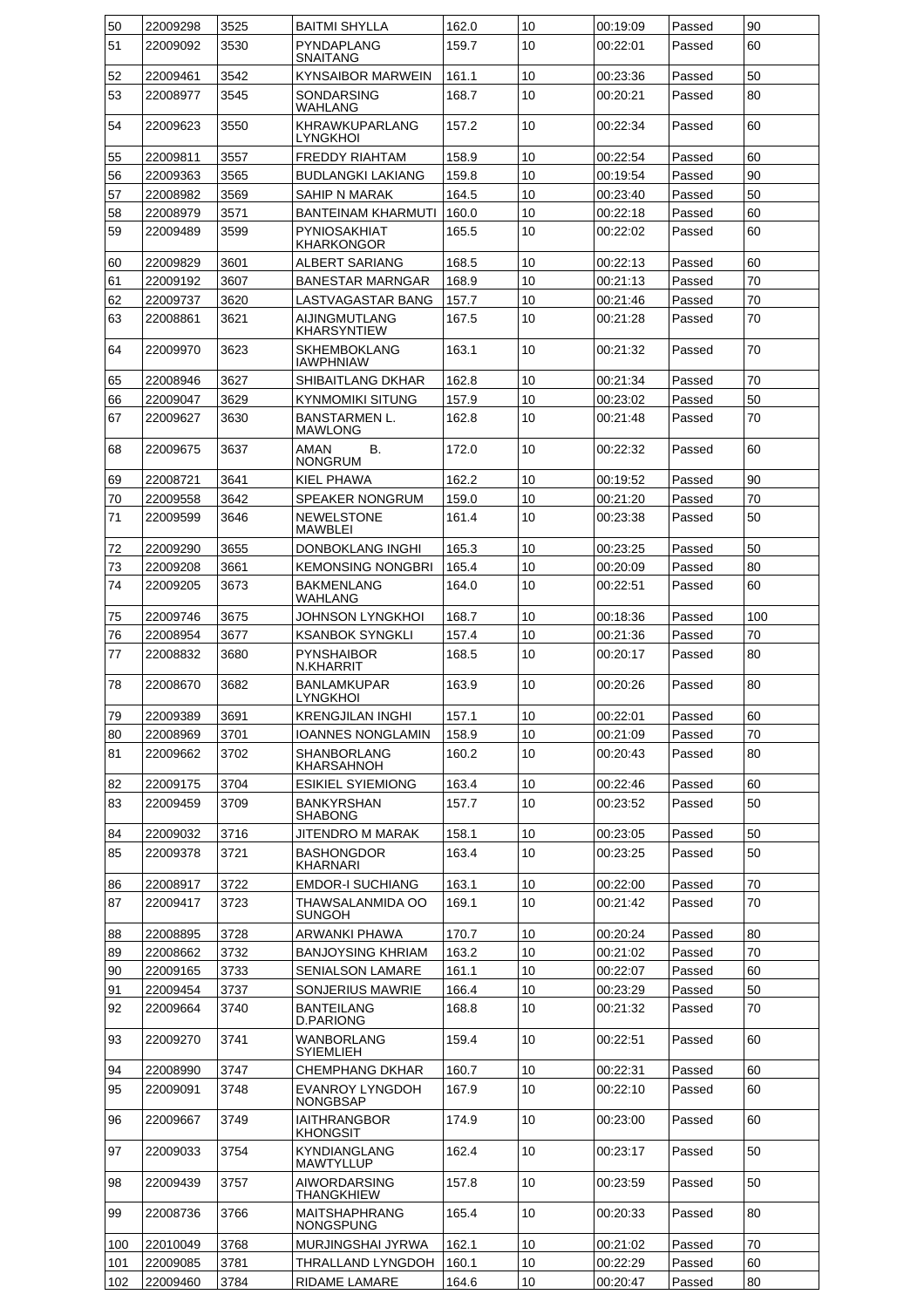| 50 | 22009298 | 3525 | BAITMI SHYLLA | 162.0 | 10 | 00:19:09 | Passed | 90 |
|---|---|---|---|---|---|---|---|---|
| 51 | 22009092 | 3530 | PYNDAPLANG SNAITANG | 159.7 | 10 | 00:22:01 | Passed | 60 |
| 52 | 22009461 | 3542 | KYNSAIBOR MARWEIN | 161.1 | 10 | 00:23:36 | Passed | 50 |
| 53 | 22008977 | 3545 | SONDARSING WAHLANG | 168.7 | 10 | 00:20:21 | Passed | 80 |
| 54 | 22009623 | 3550 | KHRAWKUPARLANG LYNGKHOI | 157.2 | 10 | 00:22:34 | Passed | 60 |
| 55 | 22009811 | 3557 | FREDDY RIAHTAM | 158.9 | 10 | 00:22:54 | Passed | 60 |
| 56 | 22009363 | 3565 | BUDLANGKI LAKIANG | 159.8 | 10 | 00:19:54 | Passed | 90 |
| 57 | 22008982 | 3569 | SAHIP N MARAK | 164.5 | 10 | 00:23:40 | Passed | 50 |
| 58 | 22008979 | 3571 | BANTEINAM KHARMUTI | 160.0 | 10 | 00:22:18 | Passed | 60 |
| 59 | 22009489 | 3599 | PYNIOSAKHIAT KHARKONGOR | 165.5 | 10 | 00:22:02 | Passed | 60 |
| 60 | 22009829 | 3601 | ALBERT SARIANG | 168.5 | 10 | 00:22:13 | Passed | 60 |
| 61 | 22009192 | 3607 | BANESTAR MARNGAR | 168.9 | 10 | 00:21:13 | Passed | 70 |
| 62 | 22009737 | 3620 | LASTVAGASTAR BANG | 157.7 | 10 | 00:21:46 | Passed | 70 |
| 63 | 22008861 | 3621 | AIJINGMUTLANG KHARSYNTIEW | 167.5 | 10 | 00:21:28 | Passed | 70 |
| 64 | 22009970 | 3623 | SKHEMBOKLANG IAWPHNIAW | 163.1 | 10 | 00:21:32 | Passed | 70 |
| 65 | 22008946 | 3627 | SHIBAITLANG DKHAR | 162.8 | 10 | 00:21:34 | Passed | 70 |
| 66 | 22009047 | 3629 | KYNMOMIKI SITUNG | 157.9 | 10 | 00:23:02 | Passed | 50 |
| 67 | 22009627 | 3630 | BANSTARMEN L. MAWLONG | 162.8 | 10 | 00:21:48 | Passed | 70 |
| 68 | 22009675 | 3637 | AMAN B. NONGRUM | 172.0 | 10 | 00:22:32 | Passed | 60 |
| 69 | 22008721 | 3641 | KIEL PHAWA | 162.2 | 10 | 00:19:52 | Passed | 90 |
| 70 | 22009558 | 3642 | SPEAKER NONGRUM | 159.0 | 10 | 00:21:20 | Passed | 70 |
| 71 | 22009599 | 3646 | NEWELSTONE MAWBLEI | 161.4 | 10 | 00:23:38 | Passed | 50 |
| 72 | 22009290 | 3655 | DONBOKLANG INGHI | 165.3 | 10 | 00:23:25 | Passed | 50 |
| 73 | 22009208 | 3661 | KEMONSING NONGBRI | 165.4 | 10 | 00:20:09 | Passed | 80 |
| 74 | 22009205 | 3673 | BAKMENLANG WAHLANG | 164.0 | 10 | 00:22:51 | Passed | 60 |
| 75 | 22009746 | 3675 | JOHNSON LYNGKHOI | 168.7 | 10 | 00:18:36 | Passed | 100 |
| 76 | 22008954 | 3677 | KSANBOK SYNGKLI | 157.4 | 10 | 00:21:36 | Passed | 70 |
| 77 | 22008832 | 3680 | PYNSHAIBOR N.KHARRIT | 168.5 | 10 | 00:20:17 | Passed | 80 |
| 78 | 22008670 | 3682 | BANLAMKUPAR LYNGKHOI | 163.9 | 10 | 00:20:26 | Passed | 80 |
| 79 | 22009389 | 3691 | KRENGJILAN INGHI | 157.1 | 10 | 00:22:01 | Passed | 60 |
| 80 | 22008969 | 3701 | IOANNES NONGLAMIN | 158.9 | 10 | 00:21:09 | Passed | 70 |
| 81 | 22009662 | 3702 | SHANBORLANG KHARSAHNOH | 160.2 | 10 | 00:20:43 | Passed | 80 |
| 82 | 22009175 | 3704 | ESIKIEL SYIEMIONG | 163.4 | 10 | 00:22:46 | Passed | 60 |
| 83 | 22009459 | 3709 | BANKYRSHAN SHABONG | 157.7 | 10 | 00:23:52 | Passed | 50 |
| 84 | 22009032 | 3716 | JITENDRO M MARAK | 158.1 | 10 | 00:23:05 | Passed | 50 |
| 85 | 22009378 | 3721 | BASHONGDOR KHARNARI | 163.4 | 10 | 00:23:25 | Passed | 50 |
| 86 | 22008917 | 3722 | EMDOR-I SUCHIANG | 163.1 | 10 | 00:22:00 | Passed | 70 |
| 87 | 22009417 | 3723 | THAWSALANMIDA OO SUNGOH | 169.1 | 10 | 00:21:42 | Passed | 70 |
| 88 | 22008895 | 3728 | ARWANKI PHAWA | 170.7 | 10 | 00:20:24 | Passed | 80 |
| 89 | 22008662 | 3732 | BANJOYSING KHRIAM | 163.2 | 10 | 00:21:02 | Passed | 70 |
| 90 | 22009165 | 3733 | SENIALSON LAMARE | 161.1 | 10 | 00:22:07 | Passed | 60 |
| 91 | 22009454 | 3737 | SONJERIUS MAWRIE | 166.4 | 10 | 00:23:29 | Passed | 50 |
| 92 | 22009664 | 3740 | BANTEILANG D.PARIONG | 168.8 | 10 | 00:21:32 | Passed | 70 |
| 93 | 22009270 | 3741 | WANBORLANG SYIEMLIEH | 159.4 | 10 | 00:22:51 | Passed | 60 |
| 94 | 22008990 | 3747 | CHEMPHANG DKHAR | 160.7 | 10 | 00:22:31 | Passed | 60 |
| 95 | 22009091 | 3748 | EVANROY LYNGDOH NONGBSAP | 167.9 | 10 | 00:22:10 | Passed | 60 |
| 96 | 22009667 | 3749 | IAITHRANGBOR KHONGSIT | 174.9 | 10 | 00:23:00 | Passed | 60 |
| 97 | 22009033 | 3754 | KYNDIANGLANG MAWTYLLUP | 162.4 | 10 | 00:23:17 | Passed | 50 |
| 98 | 22009439 | 3757 | AIWORDARSING THANGKHIEW | 157.8 | 10 | 00:23:59 | Passed | 50 |
| 99 | 22008736 | 3766 | MAITSHAPHRANG NONGSPUNG | 165.4 | 10 | 00:20:33 | Passed | 80 |
| 100 | 22010049 | 3768 | MURJINGSHAI JYRWA | 162.1 | 10 | 00:21:02 | Passed | 70 |
| 101 | 22009085 | 3781 | THRALLAND LYNGDOH | 160.1 | 10 | 00:22:29 | Passed | 60 |
| 102 | 22009460 | 3784 | RIDAME LAMARE | 164.6 | 10 | 00:20:47 | Passed | 80 |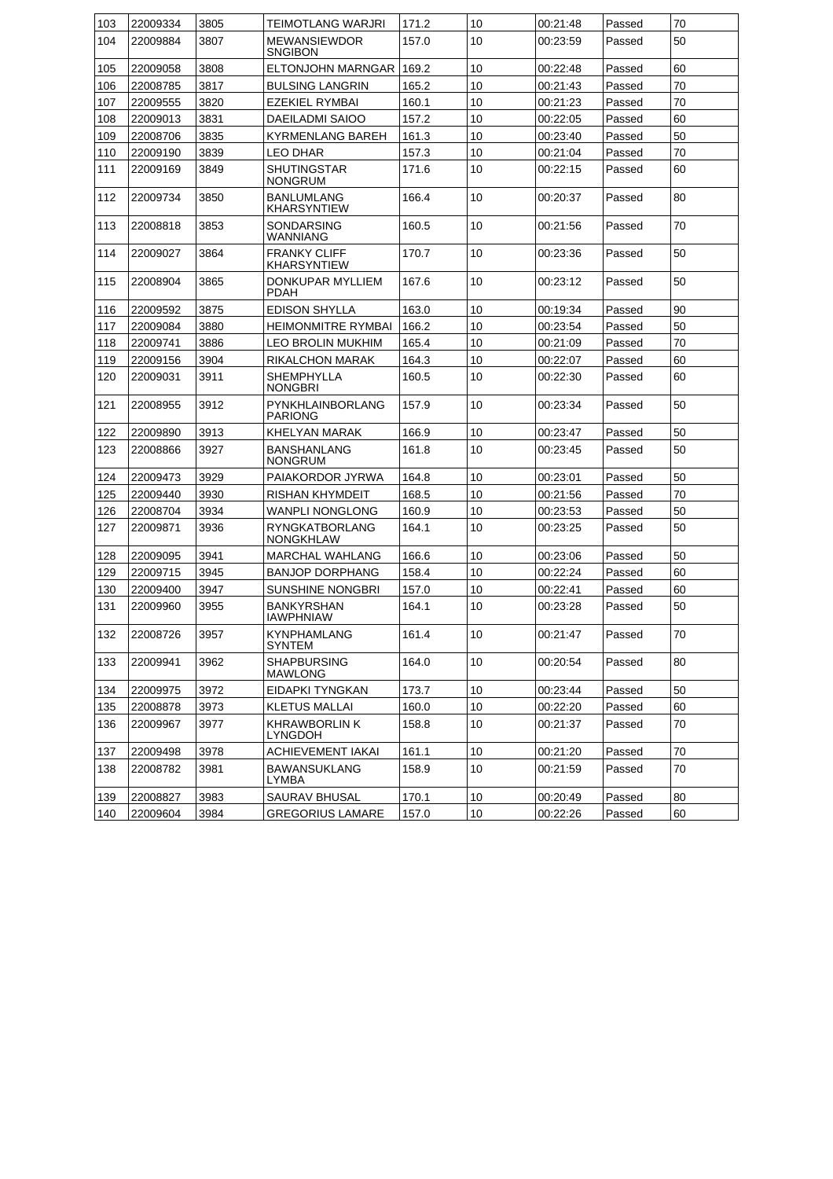| 103 | 22009334 | 3805 | TEIMOTLANG WARJRI | 171.2 | 10 | 00:21:48 | Passed | 70 |
|---|---|---|---|---|---|---|---|---|
| 104 | 22009884 | 3807 | MEWANSIEWDOR SNGIBON | 157.0 | 10 | 00:23:59 | Passed | 50 |
| 105 | 22009058 | 3808 | ELTONJOHN MARNGAR | 169.2 | 10 | 00:22:48 | Passed | 60 |
| 106 | 22008785 | 3817 | BULSING LANGRIN | 165.2 | 10 | 00:21:43 | Passed | 70 |
| 107 | 22009555 | 3820 | EZEKIEL RYMBAI | 160.1 | 10 | 00:21:23 | Passed | 70 |
| 108 | 22009013 | 3831 | DAEILADMI SAIOO | 157.2 | 10 | 00:22:05 | Passed | 60 |
| 109 | 22008706 | 3835 | KYRMENLANG BAREH | 161.3 | 10 | 00:23:40 | Passed | 50 |
| 110 | 22009190 | 3839 | LEO DHAR | 157.3 | 10 | 00:21:04 | Passed | 70 |
| 111 | 22009169 | 3849 | SHUTINGSTAR NONGRUM | 171.6 | 10 | 00:22:15 | Passed | 60 |
| 112 | 22009734 | 3850 | BANLUMLANG KHARSYNTIEW | 166.4 | 10 | 00:20:37 | Passed | 80 |
| 113 | 22008818 | 3853 | SONDARSING WANNIANG | 160.5 | 10 | 00:21:56 | Passed | 70 |
| 114 | 22009027 | 3864 | FRANKY CLIFF KHARSYNTIEW | 170.7 | 10 | 00:23:36 | Passed | 50 |
| 115 | 22008904 | 3865 | DONKUPAR MYLLIEM PDAH | 167.6 | 10 | 00:23:12 | Passed | 50 |
| 116 | 22009592 | 3875 | EDISON SHYLLA | 163.0 | 10 | 00:19:34 | Passed | 90 |
| 117 | 22009084 | 3880 | HEIMONMITRE RYMBAI | 166.2 | 10 | 00:23:54 | Passed | 50 |
| 118 | 22009741 | 3886 | LEO BROLIN MUKHIM | 165.4 | 10 | 00:21:09 | Passed | 70 |
| 119 | 22009156 | 3904 | RIKALCHON MARAK | 164.3 | 10 | 00:22:07 | Passed | 60 |
| 120 | 22009031 | 3911 | SHEMPHYLLA NONGBRI | 160.5 | 10 | 00:22:30 | Passed | 60 |
| 121 | 22008955 | 3912 | PYNKHLAINBORLANG PARIONG | 157.9 | 10 | 00:23:34 | Passed | 50 |
| 122 | 22009890 | 3913 | KHELYAN MARAK | 166.9 | 10 | 00:23:47 | Passed | 50 |
| 123 | 22008866 | 3927 | BANSHANLANG NONGRUM | 161.8 | 10 | 00:23:45 | Passed | 50 |
| 124 | 22009473 | 3929 | PAIAKORDOR JYRWA | 164.8 | 10 | 00:23:01 | Passed | 50 |
| 125 | 22009440 | 3930 | RISHAN KHYMDEIT | 168.5 | 10 | 00:21:56 | Passed | 70 |
| 126 | 22008704 | 3934 | WANPLI NONGLONG | 160.9 | 10 | 00:23:53 | Passed | 50 |
| 127 | 22009871 | 3936 | RYNGKATBORLANG NONGKHLAW | 164.1 | 10 | 00:23:25 | Passed | 50 |
| 128 | 22009095 | 3941 | MARCHAL WAHLANG | 166.6 | 10 | 00:23:06 | Passed | 50 |
| 129 | 22009715 | 3945 | BANJOP DORPHANG | 158.4 | 10 | 00:22:24 | Passed | 60 |
| 130 | 22009400 | 3947 | SUNSHINE NONGBRI | 157.0 | 10 | 00:22:41 | Passed | 60 |
| 131 | 22009960 | 3955 | BANKYRSHAN IAWPHNIAW | 164.1 | 10 | 00:23:28 | Passed | 50 |
| 132 | 22008726 | 3957 | KYNPHAMLANG SYNTEM | 161.4 | 10 | 00:21:47 | Passed | 70 |
| 133 | 22009941 | 3962 | SHAPBURSING MAWLONG | 164.0 | 10 | 00:20:54 | Passed | 80 |
| 134 | 22009975 | 3972 | EIDAPKI TYNGKAN | 173.7 | 10 | 00:23:44 | Passed | 50 |
| 135 | 22008878 | 3973 | KLETUS MALLAI | 160.0 | 10 | 00:22:20 | Passed | 60 |
| 136 | 22009967 | 3977 | KHRAWBORLIN K LYNGDOH | 158.8 | 10 | 00:21:37 | Passed | 70 |
| 137 | 22009498 | 3978 | ACHIEVEMENT IAKAI | 161.1 | 10 | 00:21:20 | Passed | 70 |
| 138 | 22008782 | 3981 | BAWANSUKLANG LYMBA | 158.9 | 10 | 00:21:59 | Passed | 70 |
| 139 | 22008827 | 3983 | SAURAV BHUSAL | 170.1 | 10 | 00:20:49 | Passed | 80 |
| 140 | 22009604 | 3984 | GREGORIUS LAMARE | 157.0 | 10 | 00:22:26 | Passed | 60 |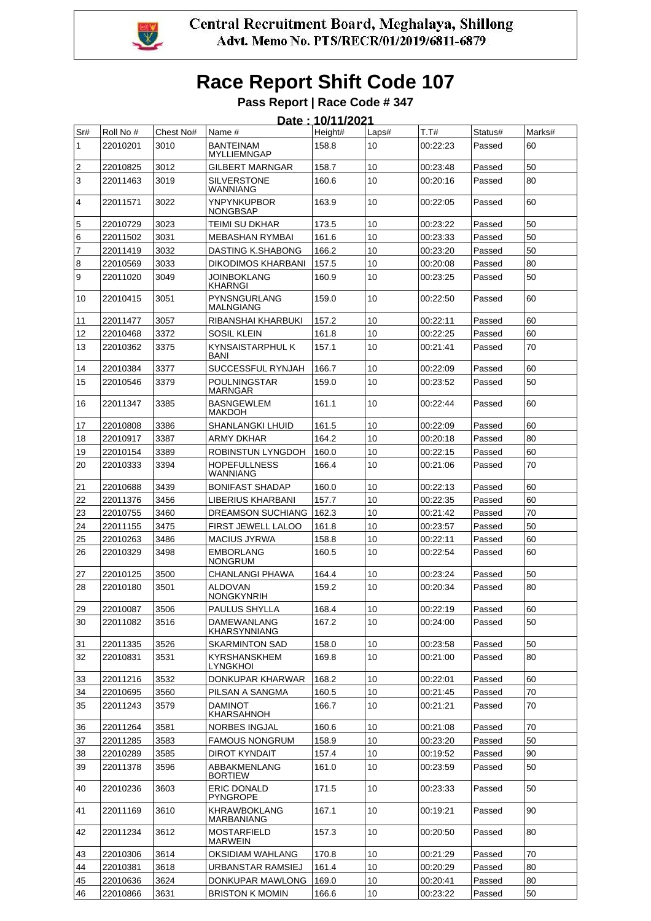Central Recruitment Board, Meghalaya, Shillong
Advt. Memo No. PTS/RECR/01/2019/6811-6879

# Race Report Shift Code 107

### Pass Report | Race Code # 347

**Date : 10/11/2021**

| Sr# | Roll No # | Chest No# | Name # | Height# | Laps# | T.T# | Status# | Marks# |
|---|---|---|---|---|---|---|---|---|
| 1 | 22010201 | 3010 | BANTEINAM MYLLIEMNGAP | 158.8 | 10 | 00:22:23 | Passed | 60 |
| 2 | 22010825 | 3012 | GILBERT MARNGAR | 158.7 | 10 | 00:23:48 | Passed | 50 |
| 3 | 22011463 | 3019 | SILVERSTONE WANNIANG | 160.6 | 10 | 00:20:16 | Passed | 80 |
| 4 | 22011571 | 3022 | YNPYNKUPBOR NONGBSAP | 163.9 | 10 | 00:22:05 | Passed | 60 |
| 5 | 22010729 | 3023 | TEIMI SU DKHAR | 173.5 | 10 | 00:23:22 | Passed | 50 |
| 6 | 22011502 | 3031 | MEBASHAN RYMBAI | 161.6 | 10 | 00:23:33 | Passed | 50 |
| 7 | 22011419 | 3032 | DASTING K.SHABONG | 166.2 | 10 | 00:23:20 | Passed | 50 |
| 8 | 22010569 | 3033 | DIKODIMOS KHARBANI | 157.5 | 10 | 00:20:08 | Passed | 80 |
| 9 | 22011020 | 3049 | JOINBOKLANG KHARNGI | 160.9 | 10 | 00:23:25 | Passed | 50 |
| 10 | 22010415 | 3051 | PYNSNGURLANG MALNGIANG | 159.0 | 10 | 00:22:50 | Passed | 60 |
| 11 | 22011477 | 3057 | RIBANSHAI KHARBUKI | 157.2 | 10 | 00:22:11 | Passed | 60 |
| 12 | 22010468 | 3372 | SOSIL KLEIN | 161.8 | 10 | 00:22:25 | Passed | 60 |
| 13 | 22010362 | 3375 | KYNSAISTARPHUL K BANI | 157.1 | 10 | 00:21:41 | Passed | 70 |
| 14 | 22010384 | 3377 | SUCCESSFUL RYNJAH | 166.7 | 10 | 00:22:09 | Passed | 60 |
| 15 | 22010546 | 3379 | POULNINGSTAR MARNGAR | 159.0 | 10 | 00:23:52 | Passed | 50 |
| 16 | 22011347 | 3385 | BASNGEWLEM MAKDOH | 161.1 | 10 | 00:22:44 | Passed | 60 |
| 17 | 22010808 | 3386 | SHANLANGKI LHUID | 161.5 | 10 | 00:22:09 | Passed | 60 |
| 18 | 22010917 | 3387 | ARMY DKHAR | 164.2 | 10 | 00:20:18 | Passed | 80 |
| 19 | 22010154 | 3389 | ROBINSTUN LYNGDOH | 160.0 | 10 | 00:22:15 | Passed | 60 |
| 20 | 22010333 | 3394 | HOPEFULLNESS WANNIANG | 166.4 | 10 | 00:21:06 | Passed | 70 |
| 21 | 22010688 | 3439 | BONIFAST SHADAP | 160.0 | 10 | 00:22:13 | Passed | 60 |
| 22 | 22011376 | 3456 | LIBERIUS KHARBANI | 157.7 | 10 | 00:22:35 | Passed | 60 |
| 23 | 22010755 | 3460 | DREAMSON SUCHIANG | 162.3 | 10 | 00:21:42 | Passed | 70 |
| 24 | 22011155 | 3475 | FIRST JEWELL LALOO | 161.8 | 10 | 00:23:57 | Passed | 50 |
| 25 | 22010263 | 3486 | MACIUS JYRWA | 158.8 | 10 | 00:22:11 | Passed | 60 |
| 26 | 22010329 | 3498 | EMBORLANG NONGRUM | 160.5 | 10 | 00:22:54 | Passed | 60 |
| 27 | 22010125 | 3500 | CHANLANGI PHAWA | 164.4 | 10 | 00:23:24 | Passed | 50 |
| 28 | 22010180 | 3501 | ALDOVAN NONGKYNRIH | 159.2 | 10 | 00:20:34 | Passed | 80 |
| 29 | 22010087 | 3506 | PAULUS SHYLLA | 168.4 | 10 | 00:22:19 | Passed | 60 |
| 30 | 22011082 | 3516 | DAMEWANLANG KHARSYNNIANG | 167.2 | 10 | 00:24:00 | Passed | 50 |
| 31 | 22011335 | 3526 | SKARMINTON SAD | 158.0 | 10 | 00:23:58 | Passed | 50 |
| 32 | 22010831 | 3531 | KYRSHANSKHEM LYNGKHOI | 169.8 | 10 | 00:21:00 | Passed | 80 |
| 33 | 22011216 | 3532 | DONKUPAR KHARWAR | 168.2 | 10 | 00:22:01 | Passed | 60 |
| 34 | 22010695 | 3560 | PILSAN A SANGMA | 160.5 | 10 | 00:21:45 | Passed | 70 |
| 35 | 22011243 | 3579 | DAMINOT KHARSAHNOH | 166.7 | 10 | 00:21:21 | Passed | 70 |
| 36 | 22011264 | 3581 | NORBES INGJAL | 160.6 | 10 | 00:21:08 | Passed | 70 |
| 37 | 22011285 | 3583 | FAMOUS NONGRUM | 158.9 | 10 | 00:23:20 | Passed | 50 |
| 38 | 22010289 | 3585 | DIROT KYNDAIT | 157.4 | 10 | 00:19:52 | Passed | 90 |
| 39 | 22011378 | 3596 | ABBAKMENLANG BORTIEW | 161.0 | 10 | 00:23:59 | Passed | 50 |
| 40 | 22010236 | 3603 | ERIC DONALD PYNGROPE | 171.5 | 10 | 00:23:33 | Passed | 50 |
| 41 | 22011169 | 3610 | KHRAWBOKLANG MARBANIANG | 167.1 | 10 | 00:19:21 | Passed | 90 |
| 42 | 22011234 | 3612 | MOSTARFIELD MARWEIN | 157.3 | 10 | 00:20:50 | Passed | 80 |
| 43 | 22010306 | 3614 | OKSIDIAM WAHLANG | 170.8 | 10 | 00:21:29 | Passed | 70 |
| 44 | 22010381 | 3618 | URBANSTAR RAMSIEJ | 161.4 | 10 | 00:20:29 | Passed | 80 |
| 45 | 22010636 | 3624 | DONKUPAR MAWLONG | 169.0 | 10 | 00:20:41 | Passed | 80 |
| 46 | 22010866 | 3631 | BRISTON K MOMIN | 166.6 | 10 | 00:23:22 | Passed | 50 |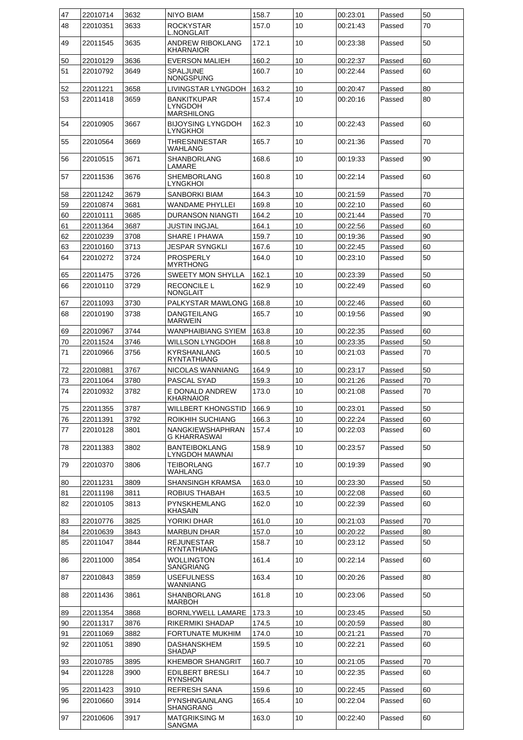| 47 | 22010714 | 3632 | NIYO BIAM | 158.7 | 10 | 00:23:01 | Passed | 50 |
|---|---|---|---|---|---|---|---|---|
| 48 | 22010351 | 3633 | ROCKYSTAR L.NONGLAIT | 157.0 | 10 | 00:21:43 | Passed | 70 |
| 49 | 22011545 | 3635 | ANDREW RIBOKLANG KHARNAIOR | 172.1 | 10 | 00:23:38 | Passed | 50 |
| 50 | 22010129 | 3636 | EVERSON MALIEH | 160.2 | 10 | 00:22:37 | Passed | 60 |
| 51 | 22010792 | 3649 | SPALJUNE NONGSPUNG | 160.7 | 10 | 00:22:44 | Passed | 60 |
| 52 | 22011221 | 3658 | LIVINGSTAR LYNGDOH | 163.2 | 10 | 00:20:47 | Passed | 80 |
| 53 | 22011418 | 3659 | BANKITKUPAR LYNGDOH MARSHILONG | 157.4 | 10 | 00:20:16 | Passed | 80 |
| 54 | 22010905 | 3667 | BIJOYSING LYNGDOH LYNGKHOI | 162.3 | 10 | 00:22:43 | Passed | 60 |
| 55 | 22010564 | 3669 | THRESNINESTAR WAHLANG | 165.7 | 10 | 00:21:36 | Passed | 70 |
| 56 | 22010515 | 3671 | SHANBORLANG LAMARE | 168.6 | 10 | 00:19:33 | Passed | 90 |
| 57 | 22011536 | 3676 | SHEMBORLANG LYNGKHOI | 160.8 | 10 | 00:22:14 | Passed | 60 |
| 58 | 22011242 | 3679 | SANBORKI BIAM | 164.3 | 10 | 00:21:59 | Passed | 70 |
| 59 | 22010874 | 3681 | WANDAME PHYLLEI | 169.8 | 10 | 00:22:10 | Passed | 60 |
| 60 | 22010111 | 3685 | DURANSON NIANGTI | 164.2 | 10 | 00:21:44 | Passed | 70 |
| 61 | 22011364 | 3687 | JUSTIN INGJAL | 164.1 | 10 | 00:22:56 | Passed | 60 |
| 62 | 22010239 | 3708 | SHARE I PHAWA | 159.7 | 10 | 00:19:36 | Passed | 90 |
| 63 | 22010160 | 3713 | JESPAR SYNGKLI | 167.6 | 10 | 00:22:45 | Passed | 60 |
| 64 | 22010272 | 3724 | PROSPERLY MYRTHONG | 164.0 | 10 | 00:23:10 | Passed | 50 |
| 65 | 22011475 | 3726 | SWEETY MON SHYLLA | 162.1 | 10 | 00:23:39 | Passed | 50 |
| 66 | 22010110 | 3729 | RECONCILE L NONGLAIT | 162.9 | 10 | 00:22:49 | Passed | 60 |
| 67 | 22011093 | 3730 | PALKYSTAR MAWLONG | 168.8 | 10 | 00:22:46 | Passed | 60 |
| 68 | 22010190 | 3738 | DANGTEILANG MARWEIN | 165.7 | 10 | 00:19:56 | Passed | 90 |
| 69 | 22010967 | 3744 | WANPHAIBIANG SYIEM | 163.8 | 10 | 00:22:35 | Passed | 60 |
| 70 | 22011524 | 3746 | WILLSON LYNGDOH | 168.8 | 10 | 00:23:35 | Passed | 50 |
| 71 | 22010966 | 3756 | KYRSHANLANG RYNTATHIANG | 160.5 | 10 | 00:21:03 | Passed | 70 |
| 72 | 22010881 | 3767 | NICOLAS WANNIANG | 164.9 | 10 | 00:23:17 | Passed | 50 |
| 73 | 22011064 | 3780 | PASCAL SYAD | 159.3 | 10 | 00:21:26 | Passed | 70 |
| 74 | 22010932 | 3782 | E DONALD ANDREW KHARNAIOR | 173.0 | 10 | 00:21:08 | Passed | 70 |
| 75 | 22011355 | 3787 | WILLBERT KHONGSTID | 166.9 | 10 | 00:23:01 | Passed | 50 |
| 76 | 22011391 | 3792 | ROIKHIH SUCHIANG | 166.3 | 10 | 00:22:24 | Passed | 60 |
| 77 | 22010128 | 3801 | NANGKIEWSHAPHRAN G KHARRASWAI | 157.4 | 10 | 00:22:03 | Passed | 60 |
| 78 | 22011383 | 3802 | BANTEIBOKLANG LYNGDOH MAWNAI | 158.9 | 10 | 00:23:57 | Passed | 50 |
| 79 | 22010370 | 3806 | TEIBORLANG WAHLANG | 167.7 | 10 | 00:19:39 | Passed | 90 |
| 80 | 22011231 | 3809 | SHANSINGH KRAMSA | 163.0 | 10 | 00:23:30 | Passed | 50 |
| 81 | 22011198 | 3811 | ROBIUS THABAH | 163.5 | 10 | 00:22:08 | Passed | 60 |
| 82 | 22010105 | 3813 | PYNSKHEMLANG KHASAIN | 162.0 | 10 | 00:22:39 | Passed | 60 |
| 83 | 22010776 | 3825 | YORIKI DHAR | 161.0 | 10 | 00:21:03 | Passed | 70 |
| 84 | 22010639 | 3843 | MARBUN DHAR | 157.0 | 10 | 00:20:22 | Passed | 80 |
| 85 | 22011047 | 3844 | REJUNESTAR RYNTATHIANG | 158.7 | 10 | 00:23:12 | Passed | 50 |
| 86 | 22011000 | 3854 | WOLLINGTON SANGRIANG | 161.4 | 10 | 00:22:14 | Passed | 60 |
| 87 | 22010843 | 3859 | USEFULNESS WANNIANG | 163.4 | 10 | 00:20:26 | Passed | 80 |
| 88 | 22011436 | 3861 | SHANBORLANG MARBOH | 161.8 | 10 | 00:23:06 | Passed | 50 |
| 89 | 22011354 | 3868 | BORNLYWELL LAMARE | 173.3 | 10 | 00:23:45 | Passed | 50 |
| 90 | 22011317 | 3876 | RIKERMIKI SHADAP | 174.5 | 10 | 00:20:59 | Passed | 80 |
| 91 | 22011069 | 3882 | FORTUNATE MUKHIM | 174.0 | 10 | 00:21:21 | Passed | 70 |
| 92 | 22011051 | 3890 | DASHANSKHEM SHADAP | 159.5 | 10 | 00:22:21 | Passed | 60 |
| 93 | 22010785 | 3895 | KHEMBOR SHANGRIT | 160.7 | 10 | 00:21:05 | Passed | 70 |
| 94 | 22011228 | 3900 | EDILBERT BRESLI RYNSHON | 164.7 | 10 | 00:22:35 | Passed | 60 |
| 95 | 22011423 | 3910 | REFRESH SANA | 159.6 | 10 | 00:22:45 | Passed | 60 |
| 96 | 22010660 | 3914 | PYNSHNGAINLANG SHANGRANG | 165.4 | 10 | 00:22:04 | Passed | 60 |
| 97 | 22010606 | 3917 | MATGRIKSING M SANGMA | 163.0 | 10 | 00:22:40 | Passed | 60 |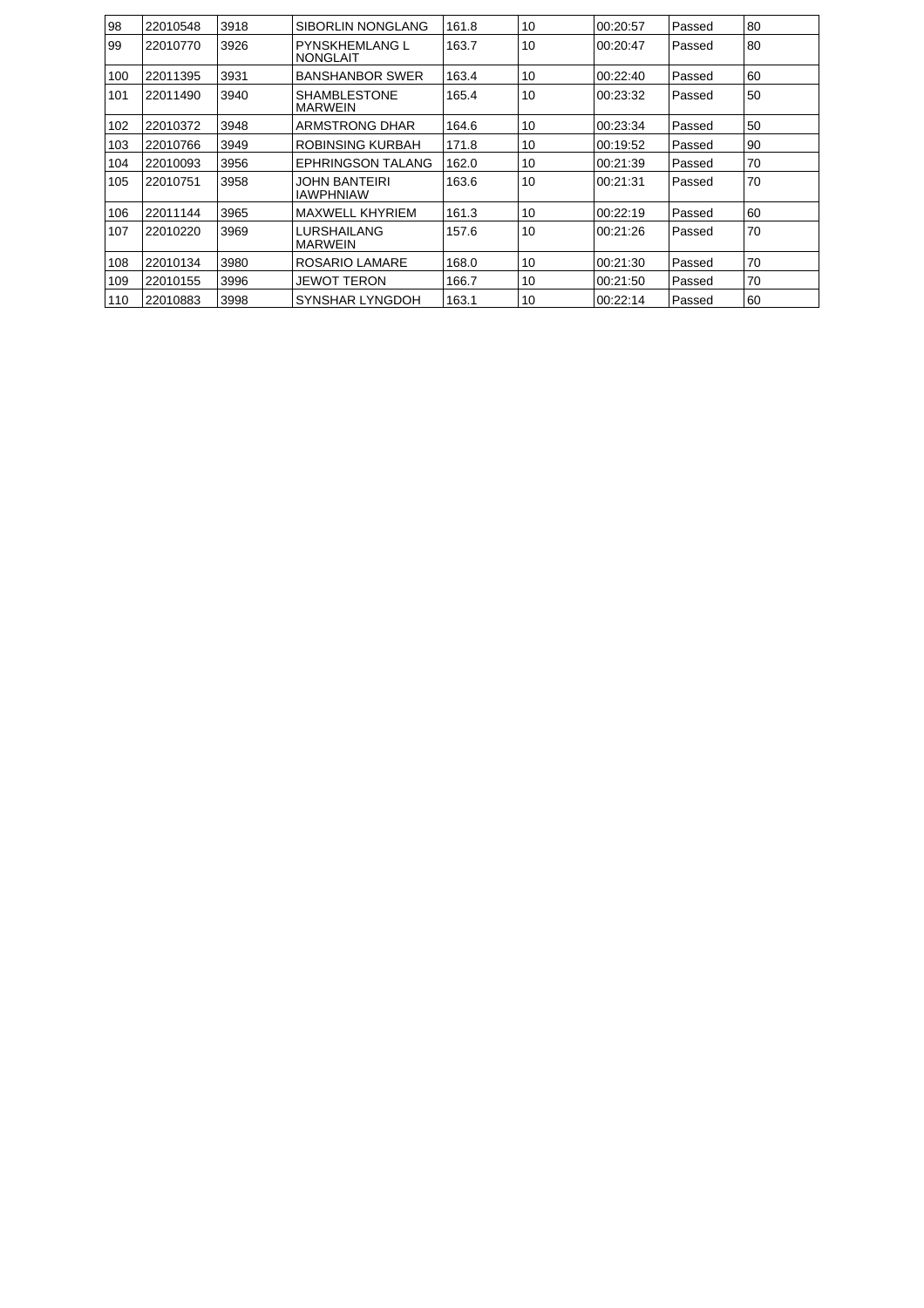| | | | | | | | | |
|---|---|---|---|---|---|---|---|---|
| 98 | 22010548 | 3918 | SIBORLIN NONGLANG | 161.8 | 10 | 00:20:57 | Passed | 80 |
| 99 | 22010770 | 3926 | PYNSKHEMLANG L NONGLAIT | 163.7 | 10 | 00:20:47 | Passed | 80 |
| 100 | 22011395 | 3931 | BANSHANBOR SWER | 163.4 | 10 | 00:22:40 | Passed | 60 |
| 101 | 22011490 | 3940 | SHAMBLESTONE MARWEIN | 165.4 | 10 | 00:23:32 | Passed | 50 |
| 102 | 22010372 | 3948 | ARMSTRONG DHAR | 164.6 | 10 | 00:23:34 | Passed | 50 |
| 103 | 22010766 | 3949 | ROBINSING KURBAH | 171.8 | 10 | 00:19:52 | Passed | 90 |
| 104 | 22010093 | 3956 | EPHRINGSON TALANG | 162.0 | 10 | 00:21:39 | Passed | 70 |
| 105 | 22010751 | 3958 | JOHN BANTEIRI IAWPHNIAW | 163.6 | 10 | 00:21:31 | Passed | 70 |
| 106 | 22011144 | 3965 | MAXWELL KHYRIEM | 161.3 | 10 | 00:22:19 | Passed | 60 |
| 107 | 22010220 | 3969 | LURSHAILANG MARWEIN | 157.6 | 10 | 00:21:26 | Passed | 70 |
| 108 | 22010134 | 3980 | ROSARIO LAMARE | 168.0 | 10 | 00:21:30 | Passed | 70 |
| 109 | 22010155 | 3996 | JEWOT TERON | 166.7 | 10 | 00:21:50 | Passed | 70 |
| 110 | 22010883 | 3998 | SYNSHAR LYNGDOH | 163.1 | 10 | 00:22:14 | Passed | 60 |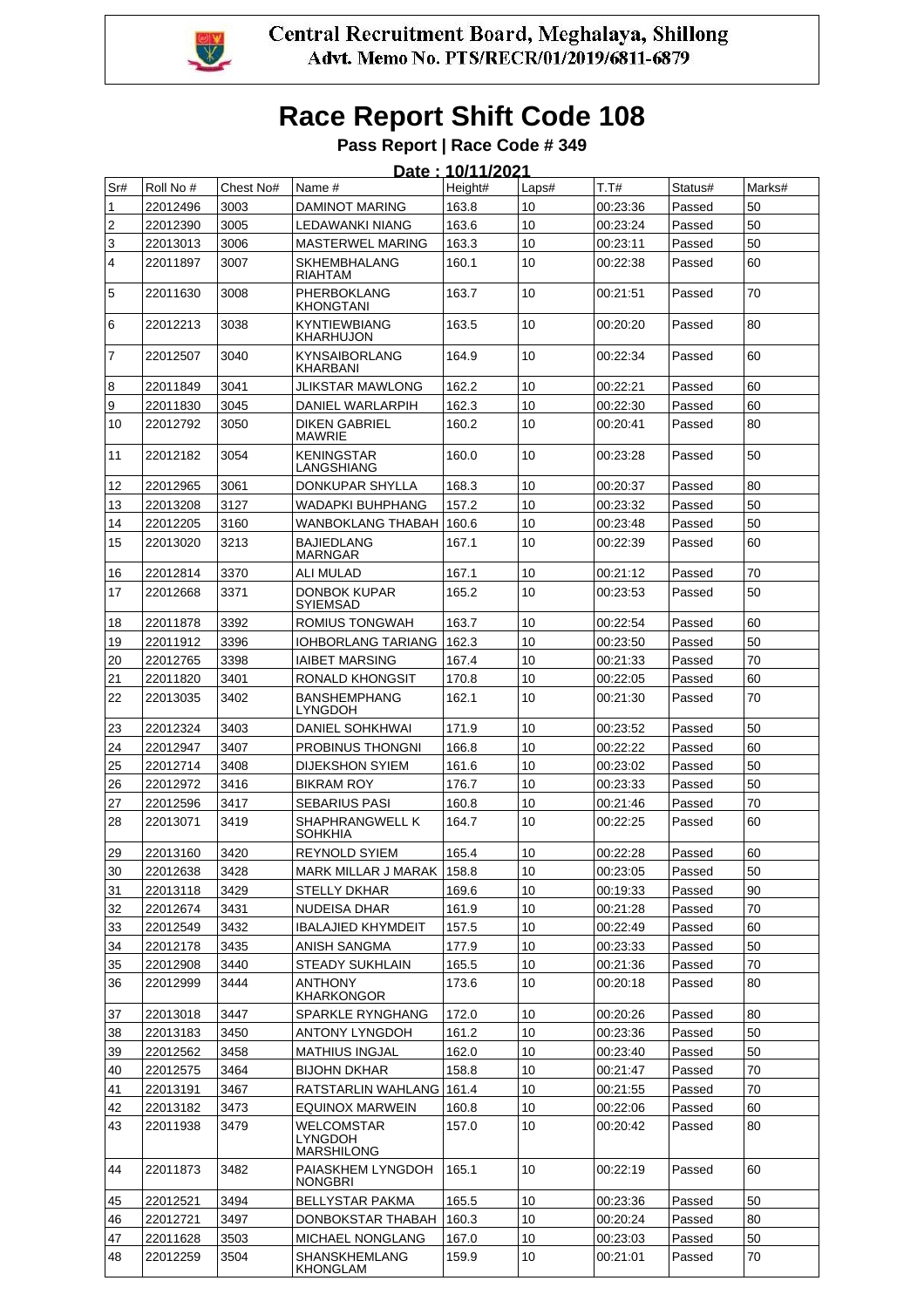**Central Recruitment Board, Meghalaya, Shillong**
**Advt. Memo No. PTS/RECR/01/2019/6811-6879**

# Race Report Shift Code 108

## Pass Report | Race Code # 349

**Date : 10/11/2021**

| Sr# | Roll No # | Chest No# | Name # | Height# | Laps# | T.T# | Status# | Marks# |
|---|---|---|---|---|---|---|---|---|
| 1 | 22012496 | 3003 | DAMINOT MARING | 163.8 | 10 | 00:23:36 | Passed | 50 |
| 2 | 22012390 | 3005 | LEDAWANKI NIANG | 163.6 | 10 | 00:23:24 | Passed | 50 |
| 3 | 22013013 | 3006 | MASTERWEL MARING | 163.3 | 10 | 00:23:11 | Passed | 50 |
| 4 | 22011897 | 3007 | SKHEMBHALANG RIAHTAM | 160.1 | 10 | 00:22:38 | Passed | 60 |
| 5 | 22011630 | 3008 | PHERBOKLANG KHONGTANI | 163.7 | 10 | 00:21:51 | Passed | 70 |
| 6 | 22012213 | 3038 | KYNTIEWBIANG KHARHUJON | 163.5 | 10 | 00:20:20 | Passed | 80 |
| 7 | 22012507 | 3040 | KYNSAIBORLANG KHARBANI | 164.9 | 10 | 00:22:34 | Passed | 60 |
| 8 | 22011849 | 3041 | JLIKSTAR MAWLONG | 162.2 | 10 | 00:22:21 | Passed | 60 |
| 9 | 22011830 | 3045 | DANIEL WARLARPIH | 162.3 | 10 | 00:22:30 | Passed | 60 |
| 10 | 22012792 | 3050 | DIKEN GABRIEL MAWRIE | 160.2 | 10 | 00:20:41 | Passed | 80 |
| 11 | 22012182 | 3054 | KENINGSTAR LANGSHIANG | 160.0 | 10 | 00:23:28 | Passed | 50 |
| 12 | 22012965 | 3061 | DONKUPAR SHYLLA | 168.3 | 10 | 00:20:37 | Passed | 80 |
| 13 | 22013208 | 3127 | WADAPKI BUHPHANG | 157.2 | 10 | 00:23:32 | Passed | 50 |
| 14 | 22012205 | 3160 | WANBOKLANG THABAH | 160.6 | 10 | 00:23:48 | Passed | 50 |
| 15 | 22013020 | 3213 | BAJIEDLANG MARNGAR | 167.1 | 10 | 00:22:39 | Passed | 60 |
| 16 | 22012814 | 3370 | ALI MULAD | 167.1 | 10 | 00:21:12 | Passed | 70 |
| 17 | 22012668 | 3371 | DONBOK KUPAR SYIEMSAD | 165.2 | 10 | 00:23:53 | Passed | 50 |
| 18 | 22011878 | 3392 | ROMIUS TONGWAH | 163.7 | 10 | 00:22:54 | Passed | 60 |
| 19 | 22011912 | 3396 | IOHBORLANG TARIANG | 162.3 | 10 | 00:23:50 | Passed | 50 |
| 20 | 22012765 | 3398 | IAIBET MARSING | 167.4 | 10 | 00:21:33 | Passed | 70 |
| 21 | 22011820 | 3401 | RONALD KHONGSIT | 170.8 | 10 | 00:22:05 | Passed | 60 |
| 22 | 22013035 | 3402 | BANSHEMPHANG LYNGDOH | 162.1 | 10 | 00:21:30 | Passed | 70 |
| 23 | 22012324 | 3403 | DANIEL SOHKHWAI | 171.9 | 10 | 00:23:52 | Passed | 50 |
| 24 | 22012947 | 3407 | PROBINUS THONGNI | 166.8 | 10 | 00:22:22 | Passed | 60 |
| 25 | 22012714 | 3408 | DIJEKSHON SYIEM | 161.6 | 10 | 00:23:02 | Passed | 50 |
| 26 | 22012972 | 3416 | BIKRAM ROY | 176.7 | 10 | 00:23:33 | Passed | 50 |
| 27 | 22012596 | 3417 | SEBARIUS PASI | 160.8 | 10 | 00:21:46 | Passed | 70 |
| 28 | 22013071 | 3419 | SHAPHRANGWELL K SOHKHIA | 164.7 | 10 | 00:22:25 | Passed | 60 |
| 29 | 22013160 | 3420 | REYNOLD SYIEM | 165.4 | 10 | 00:22:28 | Passed | 60 |
| 30 | 22012638 | 3428 | MARK MILLAR J MARAK | 158.8 | 10 | 00:23:05 | Passed | 50 |
| 31 | 22013118 | 3429 | STELLY DKHAR | 169.6 | 10 | 00:19:33 | Passed | 90 |
| 32 | 22012674 | 3431 | NUDEISA DHAR | 161.9 | 10 | 00:21:28 | Passed | 70 |
| 33 | 22012549 | 3432 | IBALAJIED KHYMDEIT | 157.5 | 10 | 00:22:49 | Passed | 60 |
| 34 | 22012178 | 3435 | ANISH SANGMA | 177.9 | 10 | 00:23:33 | Passed | 50 |
| 35 | 22012908 | 3440 | STEADY SUKHLAIN | 165.5 | 10 | 00:21:36 | Passed | 70 |
| 36 | 22012999 | 3444 | ANTHONY KHARKONGOR | 173.6 | 10 | 00:20:18 | Passed | 80 |
| 37 | 22013018 | 3447 | SPARKLE RYNGHANG | 172.0 | 10 | 00:20:26 | Passed | 80 |
| 38 | 22013183 | 3450 | ANTONY LYNGDOH | 161.2 | 10 | 00:23:36 | Passed | 50 |
| 39 | 22012562 | 3458 | MATHIUS INGJAL | 162.0 | 10 | 00:23:40 | Passed | 50 |
| 40 | 22012575 | 3464 | BIJOHN DKHAR | 158.8 | 10 | 00:21:47 | Passed | 70 |
| 41 | 22013191 | 3467 | RATSTARLIN WAHLANG | 161.4 | 10 | 00:21:55 | Passed | 70 |
| 42 | 22013182 | 3473 | EQUINOX MARWEIN | 160.8 | 10 | 00:22:06 | Passed | 60 |
| 43 | 22011938 | 3479 | WELCOMSTAR LYNGDOH MARSHILONG | 157.0 | 10 | 00:20:42 | Passed | 80 |
| 44 | 22011873 | 3482 | PAIASKHEM LYNGDOH NONGBRI | 165.1 | 10 | 00:22:19 | Passed | 60 |
| 45 | 22012521 | 3494 | BELLYSTAR PAKMA | 165.5 | 10 | 00:23:36 | Passed | 50 |
| 46 | 22012721 | 3497 | DONBOKSTAR THABAH | 160.3 | 10 | 00:20:24 | Passed | 80 |
| 47 | 22011628 | 3503 | MICHAEL NONGLANG | 167.0 | 10 | 00:23:03 | Passed | 50 |
| 48 | 22012259 | 3504 | SHANSKHEMLANG KHONGLAM | 159.9 | 10 | 00:21:01 | Passed | 70 |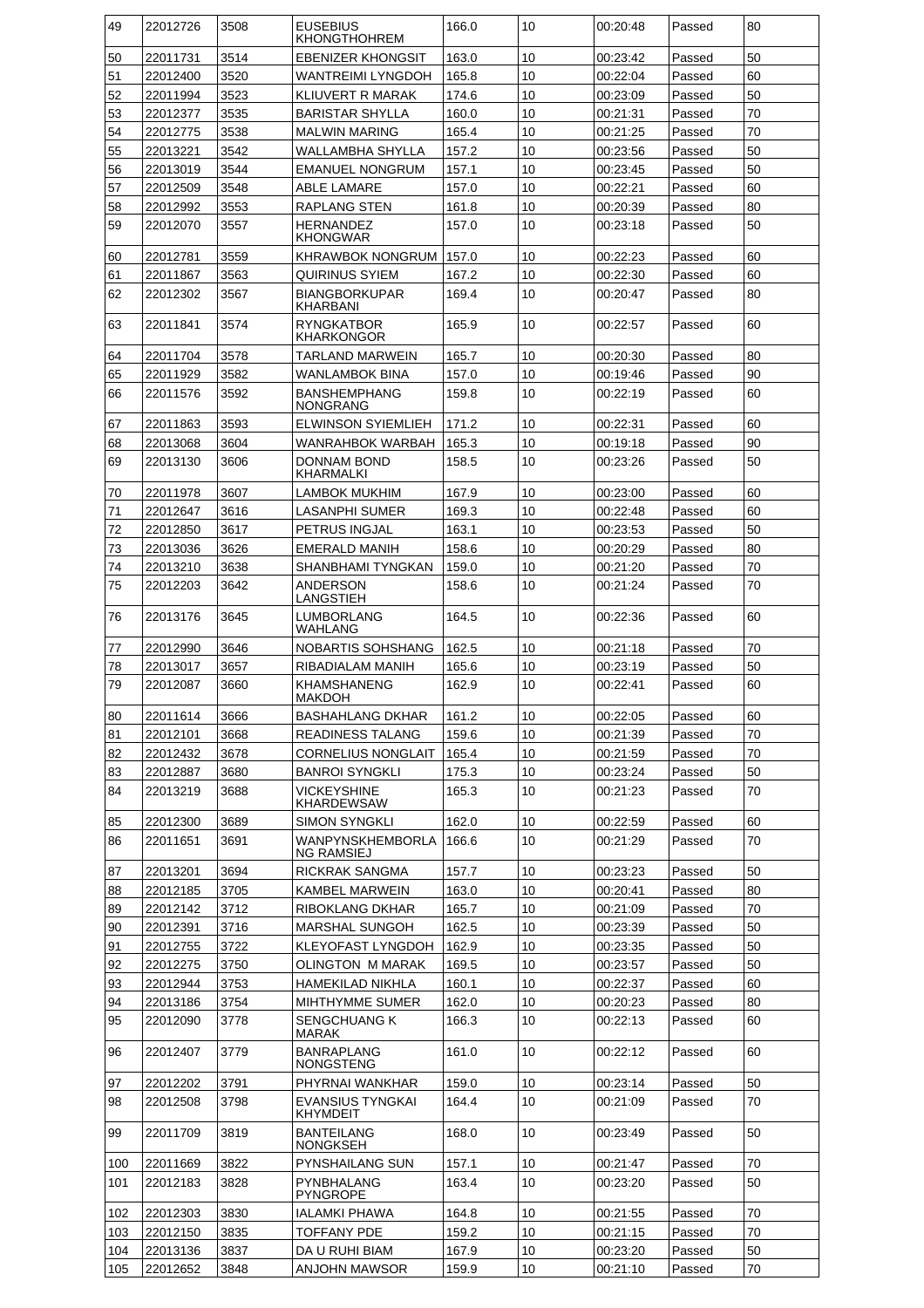| 49 | 22012726 | 3508 | EUSEBIUS KHONGTHOHREM | 166.0 | 10 | 00:20:48 | Passed | 80 |
|---|---|---|---|---|---|---|---|---|
| 50 | 22011731 | 3514 | EBENIZER KHONGSIT | 163.0 | 10 | 00:23:42 | Passed | 50 |
| 51 | 22012400 | 3520 | WANTREIMI LYNGDOH | 165.8 | 10 | 00:22:04 | Passed | 60 |
| 52 | 22011994 | 3523 | KLIUVERT R MARAK | 174.6 | 10 | 00:23:09 | Passed | 50 |
| 53 | 22012377 | 3535 | BARISTAR SHYLLA | 160.0 | 10 | 00:21:31 | Passed | 70 |
| 54 | 22012775 | 3538 | MALWIN MARING | 165.4 | 10 | 00:21:25 | Passed | 70 |
| 55 | 22013221 | 3542 | WALLAMBHA SHYLLA | 157.2 | 10 | 00:23:56 | Passed | 50 |
| 56 | 22013019 | 3544 | EMANUEL NONGRUM | 157.1 | 10 | 00:23:45 | Passed | 50 |
| 57 | 22012509 | 3548 | ABLE LAMARE | 157.0 | 10 | 00:22:21 | Passed | 60 |
| 58 | 22012992 | 3553 | RAPLANG STEN | 161.8 | 10 | 00:20:39 | Passed | 80 |
| 59 | 22012070 | 3557 | HERNANDEZ KHONGWAR | 157.0 | 10 | 00:23:18 | Passed | 50 |
| 60 | 22012781 | 3559 | KHRAWBOK NONGRUM | 157.0 | 10 | 00:22:23 | Passed | 60 |
| 61 | 22011867 | 3563 | QUIRINUS SYIEM | 167.2 | 10 | 00:22:30 | Passed | 60 |
| 62 | 22012302 | 3567 | BIANGBORKUPAR KHARBANI | 169.4 | 10 | 00:20:47 | Passed | 80 |
| 63 | 22011841 | 3574 | RYNGKATBOR KHARKONGOR | 165.9 | 10 | 00:22:57 | Passed | 60 |
| 64 | 22011704 | 3578 | TARLAND MARWEIN | 165.7 | 10 | 00:20:30 | Passed | 80 |
| 65 | 22011929 | 3582 | WANLAMBOK BINA | 157.0 | 10 | 00:19:46 | Passed | 90 |
| 66 | 22011576 | 3592 | BANSHEMPHANG NONGRANG | 159.8 | 10 | 00:22:19 | Passed | 60 |
| 67 | 22011863 | 3593 | ELWINSON SYIEMLIEH | 171.2 | 10 | 00:22:31 | Passed | 60 |
| 68 | 22013068 | 3604 | WANRAHBOK WARBAH | 165.3 | 10 | 00:19:18 | Passed | 90 |
| 69 | 22013130 | 3606 | DONNAM BOND KHARMALKI | 158.5 | 10 | 00:23:26 | Passed | 50 |
| 70 | 22011978 | 3607 | LAMBOK MUKHIM | 167.9 | 10 | 00:23:00 | Passed | 60 |
| 71 | 22012647 | 3616 | LASANPHI SUMER | 169.3 | 10 | 00:22:48 | Passed | 60 |
| 72 | 22012850 | 3617 | PETRUS INGJAL | 163.1 | 10 | 00:23:53 | Passed | 50 |
| 73 | 22013036 | 3626 | EMERALD MANIH | 158.6 | 10 | 00:20:29 | Passed | 80 |
| 74 | 22013210 | 3638 | SHANBHAMI TYNGKAN | 159.0 | 10 | 00:21:20 | Passed | 70 |
| 75 | 22012203 | 3642 | ANDERSON LANGSTIEH | 158.6 | 10 | 00:21:24 | Passed | 70 |
| 76 | 22013176 | 3645 | LUMBORLANG WAHLANG | 164.5 | 10 | 00:22:36 | Passed | 60 |
| 77 | 22012990 | 3646 | NOBARTIS SOHSHANG | 162.5 | 10 | 00:21:18 | Passed | 70 |
| 78 | 22013017 | 3657 | RIBADIALAM MANIH | 165.6 | 10 | 00:23:19 | Passed | 50 |
| 79 | 22012087 | 3660 | KHAMSHANENG MAKDOH | 162.9 | 10 | 00:22:41 | Passed | 60 |
| 80 | 22011614 | 3666 | BASHAHLANG DKHAR | 161.2 | 10 | 00:22:05 | Passed | 60 |
| 81 | 22012101 | 3668 | READINESS TALANG | 159.6 | 10 | 00:21:39 | Passed | 70 |
| 82 | 22012432 | 3678 | CORNELIUS NONGLAIT | 165.4 | 10 | 00:21:59 | Passed | 70 |
| 83 | 22012887 | 3680 | BANROI SYNGKLI | 175.3 | 10 | 00:23:24 | Passed | 50 |
| 84 | 22013219 | 3688 | VICKEYSHINE KHARDEWSAW | 165.3 | 10 | 00:21:23 | Passed | 70 |
| 85 | 22012300 | 3689 | SIMON SYNGKLI | 162.0 | 10 | 00:22:59 | Passed | 60 |
| 86 | 22011651 | 3691 | WANPYNSKHEMBORLANG RAMSIEJ | 166.6 | 10 | 00:21:29 | Passed | 70 |
| 87 | 22013201 | 3694 | RICKRAK SANGMA | 157.7 | 10 | 00:23:23 | Passed | 50 |
| 88 | 22012185 | 3705 | KAMBEL MARWEIN | 163.0 | 10 | 00:20:41 | Passed | 80 |
| 89 | 22012142 | 3712 | RIBOKLANG DKHAR | 165.7 | 10 | 00:21:09 | Passed | 70 |
| 90 | 22012391 | 3716 | MARSHAL SUNGOH | 162.5 | 10 | 00:23:39 | Passed | 50 |
| 91 | 22012755 | 3722 | KLEYOFAST LYNGDOH | 162.9 | 10 | 00:23:35 | Passed | 50 |
| 92 | 22012275 | 3750 | OLINGTON M MARAK | 169.5 | 10 | 00:23:57 | Passed | 50 |
| 93 | 22012944 | 3753 | HAMEKILAD NIKHLA | 160.1 | 10 | 00:22:37 | Passed | 60 |
| 94 | 22013186 | 3754 | MIHTHYMME SUMER | 162.0 | 10 | 00:20:23 | Passed | 80 |
| 95 | 22012090 | 3778 | SENGCHUANG K MARAK | 166.3 | 10 | 00:22:13 | Passed | 60 |
| 96 | 22012407 | 3779 | BANRAPLANG NONGSTENG | 161.0 | 10 | 00:22:12 | Passed | 60 |
| 97 | 22012202 | 3791 | PHYRNAI WANKHAR | 159.0 | 10 | 00:23:14 | Passed | 50 |
| 98 | 22012508 | 3798 | EVANSIUS TYNGKAI KHYMDEIT | 164.4 | 10 | 00:21:09 | Passed | 70 |
| 99 | 22011709 | 3819 | BANTEILANG NONGKSEH | 168.0 | 10 | 00:23:49 | Passed | 50 |
| 100 | 22011669 | 3822 | PYNSHAILANG SUN | 157.1 | 10 | 00:21:47 | Passed | 70 |
| 101 | 22012183 | 3828 | PYNBHALANG PYNGROPE | 163.4 | 10 | 00:23:20 | Passed | 50 |
| 102 | 22012303 | 3830 | IALAMKI PHAWA | 164.8 | 10 | 00:21:55 | Passed | 70 |
| 103 | 22012150 | 3835 | TOFFANY PDE | 159.2 | 10 | 00:21:15 | Passed | 70 |
| 104 | 22013136 | 3837 | DA U RUHI BIAM | 167.9 | 10 | 00:23:20 | Passed | 50 |
| 105 | 22012652 | 3848 | ANJOHN MAWSOR | 159.9 | 10 | 00:21:10 | Passed | 70 |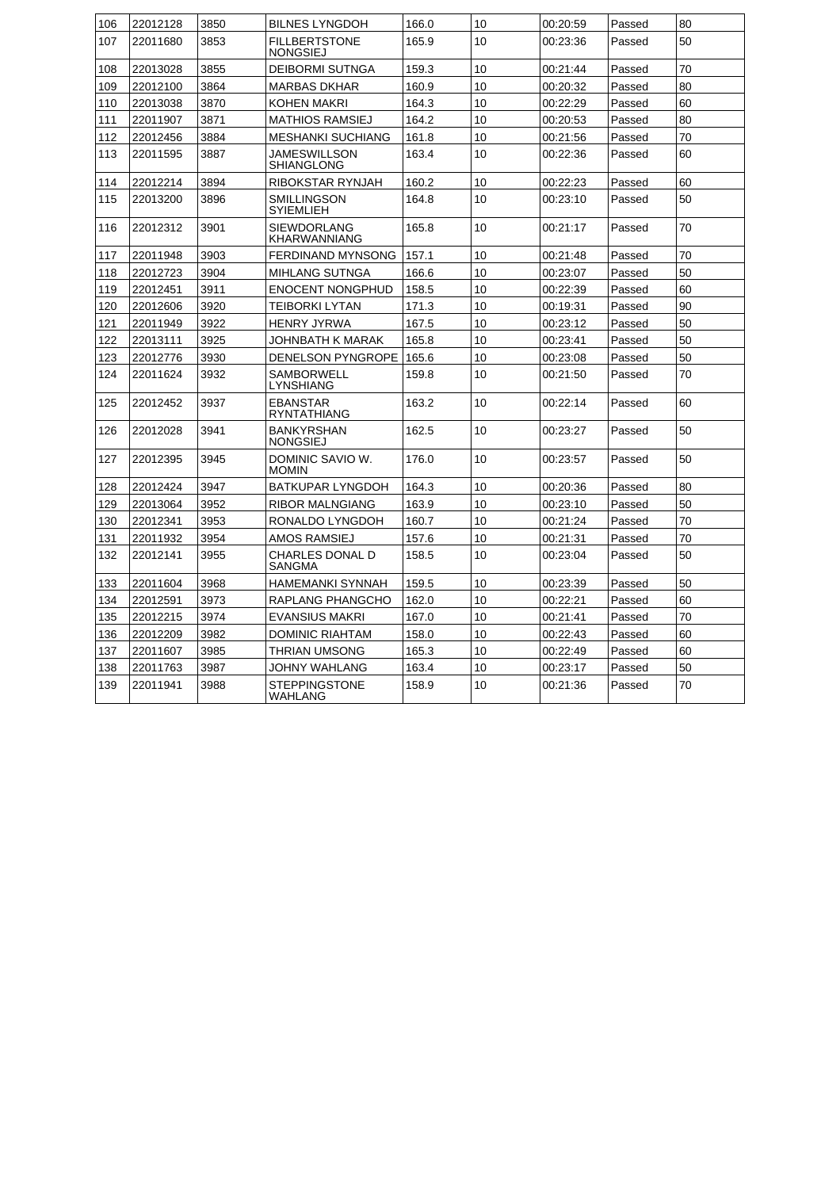| 106 | 22012128 | 3850 | BILNES LYNGDOH | 166.0 | 10 | 00:20:59 | Passed | 80 |
|---|---|---|---|---|---|---|---|---|
| 107 | 22011680 | 3853 | FILLBERTSTONE NONGSIEJ | 165.9 | 10 | 00:23:36 | Passed | 50 |
| 108 | 22013028 | 3855 | DEIBORMI SUTNGA | 159.3 | 10 | 00:21:44 | Passed | 70 |
| 109 | 22012100 | 3864 | MARBAS DKHAR | 160.9 | 10 | 00:20:32 | Passed | 80 |
| 110 | 22013038 | 3870 | KOHEN MAKRI | 164.3 | 10 | 00:22:29 | Passed | 60 |
| 111 | 22011907 | 3871 | MATHIOS RAMSIEJ | 164.2 | 10 | 00:20:53 | Passed | 80 |
| 112 | 22012456 | 3884 | MESHANKI SUCHIANG | 161.8 | 10 | 00:21:56 | Passed | 70 |
| 113 | 22011595 | 3887 | JAMESWILLSON SHIANGLONG | 163.4 | 10 | 00:22:36 | Passed | 60 |
| 114 | 22012214 | 3894 | RIBOKSTAR RYNJAH | 160.2 | 10 | 00:22:23 | Passed | 60 |
| 115 | 22013200 | 3896 | SMILLINGSON SYIEMLIEH | 164.8 | 10 | 00:23:10 | Passed | 50 |
| 116 | 22012312 | 3901 | SIEWDORLANG KHARWANNIANG | 165.8 | 10 | 00:21:17 | Passed | 70 |
| 117 | 22011948 | 3903 | FERDINAND MYNSONG | 157.1 | 10 | 00:21:48 | Passed | 70 |
| 118 | 22012723 | 3904 | MIHLANG SUTNGA | 166.6 | 10 | 00:23:07 | Passed | 50 |
| 119 | 22012451 | 3911 | ENOCENT NONGPHUD | 158.5 | 10 | 00:22:39 | Passed | 60 |
| 120 | 22012606 | 3920 | TEIBORKI LYTAN | 171.3 | 10 | 00:19:31 | Passed | 90 |
| 121 | 22011949 | 3922 | HENRY JYRWA | 167.5 | 10 | 00:23:12 | Passed | 50 |
| 122 | 22013111 | 3925 | JOHNBATH K MARAK | 165.8 | 10 | 00:23:41 | Passed | 50 |
| 123 | 22012776 | 3930 | DENELSON PYNGROPE | 165.6 | 10 | 00:23:08 | Passed | 50 |
| 124 | 22011624 | 3932 | SAMBORWELL LYNSHIANG | 159.8 | 10 | 00:21:50 | Passed | 70 |
| 125 | 22012452 | 3937 | EBANSTAR RYNTATHIANG | 163.2 | 10 | 00:22:14 | Passed | 60 |
| 126 | 22012028 | 3941 | BANKYRSHAN NONGSIEJ | 162.5 | 10 | 00:23:27 | Passed | 50 |
| 127 | 22012395 | 3945 | DOMINIC SAVIO W. MOMIN | 176.0 | 10 | 00:23:57 | Passed | 50 |
| 128 | 22012424 | 3947 | BATKUPAR LYNGDOH | 164.3 | 10 | 00:20:36 | Passed | 80 |
| 129 | 22013064 | 3952 | RIBOR MALNGIANG | 163.9 | 10 | 00:23:10 | Passed | 50 |
| 130 | 22012341 | 3953 | RONALDO LYNGDOH | 160.7 | 10 | 00:21:24 | Passed | 70 |
| 131 | 22011932 | 3954 | AMOS RAMSIEJ | 157.6 | 10 | 00:21:31 | Passed | 70 |
| 132 | 22012141 | 3955 | CHARLES DONAL D SANGMA | 158.5 | 10 | 00:23:04 | Passed | 50 |
| 133 | 22011604 | 3968 | HAMEMANKI SYNNAH | 159.5 | 10 | 00:23:39 | Passed | 50 |
| 134 | 22012591 | 3973 | RAPLANG PHANGCHO | 162.0 | 10 | 00:22:21 | Passed | 60 |
| 135 | 22012215 | 3974 | EVANSIUS MAKRI | 167.0 | 10 | 00:21:41 | Passed | 70 |
| 136 | 22012209 | 3982 | DOMINIC RIAHTAM | 158.0 | 10 | 00:22:43 | Passed | 60 |
| 137 | 22011607 | 3985 | THRIAN UMSONG | 165.3 | 10 | 00:22:49 | Passed | 60 |
| 138 | 22011763 | 3987 | JOHNY WAHLANG | 163.4 | 10 | 00:23:17 | Passed | 50 |
| 139 | 22011941 | 3988 | STEPPINGSTONE WAHLANG | 158.9 | 10 | 00:21:36 | Passed | 70 |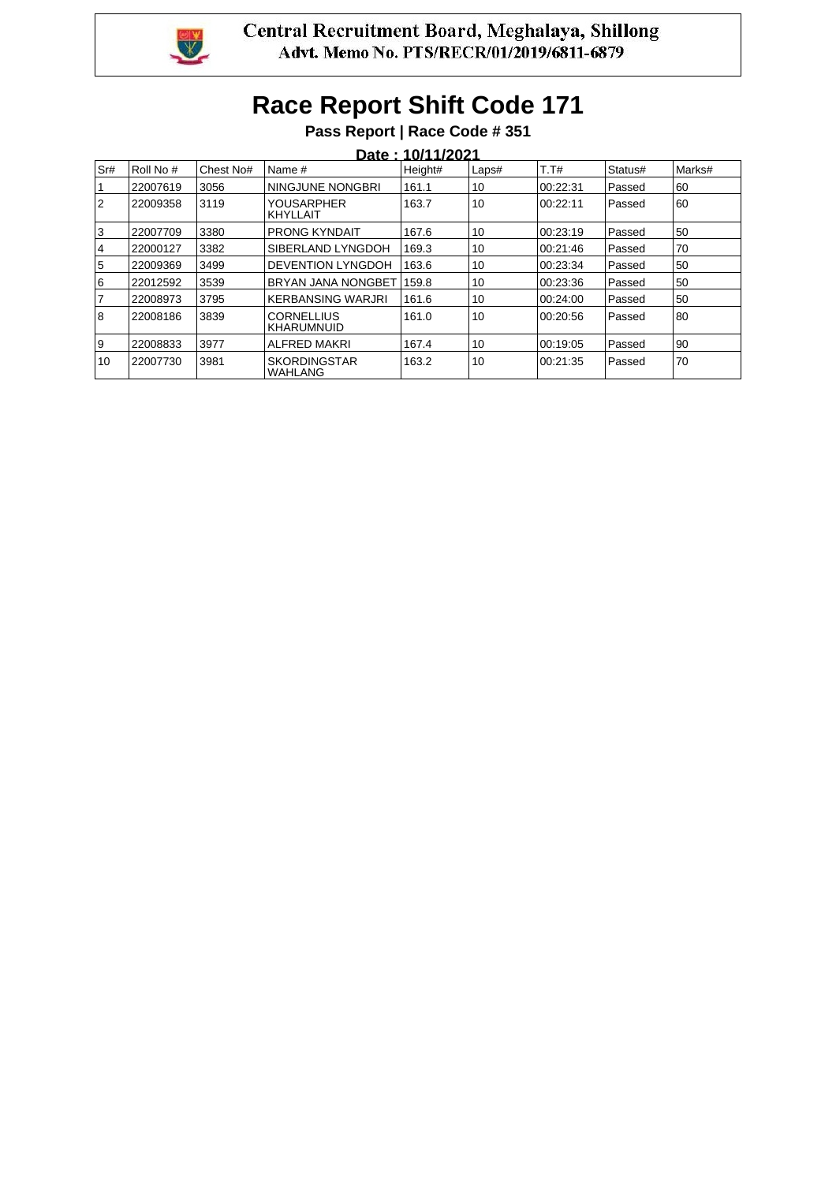Central Recruitment Board, Meghalaya, Shillong
Advt. Memo No. PTS/RECR/01/2019/6811-6879

# Race Report Shift Code 171

### Pass Report | Race Code # 351

**Date : 10/11/2021**

| Sr# | Roll No # | Chest No# | Name # | Height# | Laps# | T.T# | Status# | Marks# |
|---|---|---|---|---|---|---|---|---|
| 1 | 22007619 | 3056 | NINGJUNE NONGBRI | 161.1 | 10 | 00:22:31 | Passed | 60 |
| 2 | 22009358 | 3119 | YOUSARPHER KHYLLAIT | 163.7 | 10 | 00:22:11 | Passed | 60 |
| 3 | 22007709 | 3380 | PRONG KYNDAIT | 167.6 | 10 | 00:23:19 | Passed | 50 |
| 4 | 22000127 | 3382 | SIBERLAND LYNGDOH | 169.3 | 10 | 00:21:46 | Passed | 70 |
| 5 | 22009369 | 3499 | DEVENTION LYNGDOH | 163.6 | 10 | 00:23:34 | Passed | 50 |
| 6 | 22012592 | 3539 | BRYAN JANA NONGBET | 159.8 | 10 | 00:23:36 | Passed | 50 |
| 7 | 22008973 | 3795 | KERBANSING WARJRI | 161.6 | 10 | 00:24:00 | Passed | 50 |
| 8 | 22008186 | 3839 | CORNELLIUS KHARUMNUID | 161.0 | 10 | 00:20:56 | Passed | 80 |
| 9 | 22008833 | 3977 | ALFRED MAKRI | 167.4 | 10 | 00:19:05 | Passed | 90 |
| 10 | 22007730 | 3981 | SKORDINGSTAR WAHLANG | 163.2 | 10 | 00:21:35 | Passed | 70 |